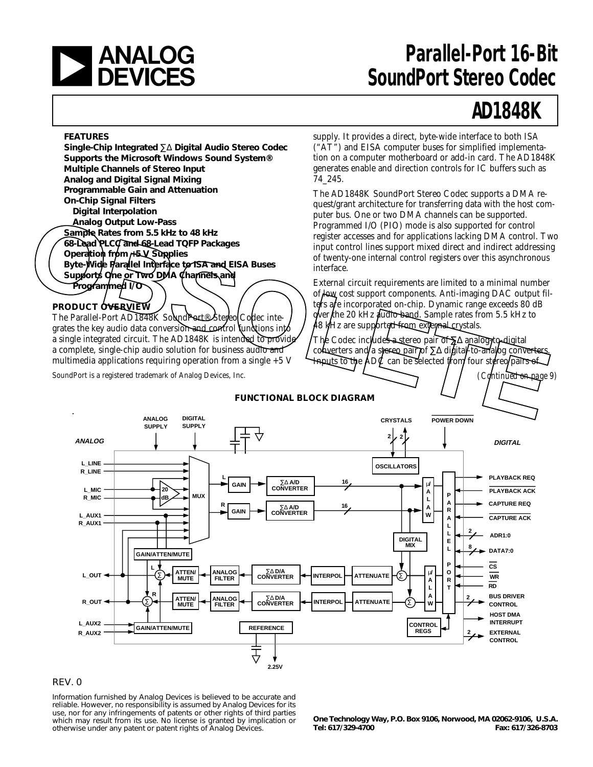# Parallel-Port 16-Bit SoundPort Stereo Codec

# AD1848K

### FEATURES

**Single-Chip Integrated ∑∆ Digital Audio Stereo Codec**
**Supports the Microsoft Windows Sound System®**
**Multiple Channels of Stereo Input**
**Analog and Digital Signal Mixing**
**Programmable Gain and Attenuation**
**On-Chip Signal Filters**
- **Digital Interpolation**
- **Analog Output Low-Pass**

**Sample Rates from 5.5 kHz to 48 kHz**
**68-Lead PLCC and 68-Lead TQFP Packages**
**Operation from +5 V Supplies**
**Byte-Wide Parallel Interface to ISA and EISA Buses**
**Supports One or Two DMA Channels and Programmed I/O**

### PRODUCT OVERVIEW

The Parallel-Port AD1848K SoundPort® Stereo Codec integrates the key audio data conversion and control functions into a single integrated circuit. The AD1848K is intended to provide a complete, single-chip audio solution for business audio and multimedia applications requiring operation from a single +5 V supply. It provides a direct, byte-wide interface to both ISA ("AT") and EISA computer buses for simplified implementation on a computer motherboard or add-in card. The AD1848K generates enable and direction controls for IC buffers such as 74_245.

The AD1848K SoundPort Stereo Codec supports a DMA request/grant architecture for transferring data with the host computer bus. One or two DMA channels can be supported. Programmed I/O (PIO) mode is also supported for control register accesses and for applications lacking DMA control. Two input control lines support mixed direct and indirect addressing of twenty-one internal control registers over this asynchronous interface.

External circuit requirements are limited to a minimal number of low cost support components. Anti-imaging DAC output filters are incorporated on-chip. Dynamic range exceeds 80 dB over the 20 kHz audio band. Sample rates from 5.5 kHz to 48 kHz are supported from external crystals.

The Codec includes a stereo pair of ∑∆ analog-to-digital converters and a stereo pair of ∑∆ digital-to-analog converters. Inputs to the ADC can be selected from four stereo pairs of

*(Continued on page 9)*

*SoundPort is a registered trademark of Analog Devices, Inc.*

### FUNCTIONAL BLOCK DIAGRAM

REV. 0

Information furnished by Analog Devices is believed to be accurate and reliable. However, no responsibility is assumed by Analog Devices for its use, nor for any infringements of patents or other rights of third parties which may result from its use. No license is granted by implication or otherwise under any patent or patent rights of Analog Devices.

**One Technology Way, P.O. Box 9106, Norwood, MA 02062-9106, U.S.A.**
**Tel: 617/329-4700 Fax: 617/326-8703**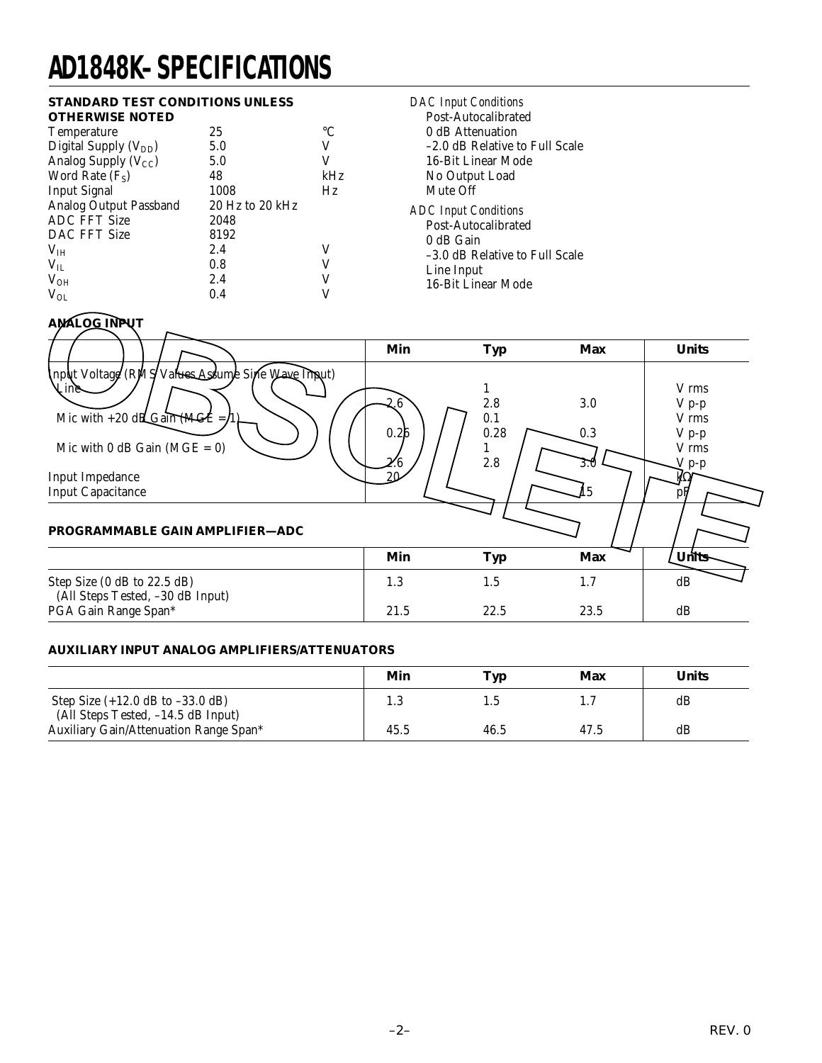# AD1848K–SPECIFICATIONS

**STANDARD TEST CONDITIONS UNLESS OTHERWISE NOTED**

| | | |
|---|---|---|
| Temperature | 25 | °C |
| Digital Supply ($V_{DD}$) | 5.0 | V |
| Analog Supply ($V_{CC}$) | 5.0 | V |
| Word Rate ($F_S$) | 48 | kHz |
| Input Signal | 1008 | Hz |
| Analog Output Passband | 20 Hz to 20 kHz | |
| ADC FFT Size | 2048 | |
| DAC FFT Size | 8192 | |
| $V_{IH}$ | 2.4 | V |
| $V_{IL}$ | 0.8 | V |
| $V_{OH}$ | 2.4 | V |
| $V_{OL}$ | 0.4 | V |

*DAC Input Conditions*
- Post-Autocalibrated
- 0 dB Attenuation
- –2.0 dB Relative to Full Scale
- 16-Bit Linear Mode
- No Output Load
- Mute Off

*ADC Input Conditions*
- Post-Autocalibrated
- 0 dB Gain
- –3.0 dB Relative to Full Scale
- Line Input
- 16-Bit Linear Mode

**ANALOG INPUT**

| | Min | Typ | Max | Units |
|---|---|---|---|---|
| Input Voltage (RMS Values Assume Sine Wave Input) | | | | |
| Line | | 1 | | V rms |
| | 2.6 | 2.8 | 3.0 | V p-p |
| Mic with +20 dB Gain (MGE = 1) | | 0.1 | | V rms |
| | 0.26 | 0.28 | 0.3 | V p-p |
| Mic with 0 dB Gain (MGE = 0) | | 1 | | V rms |
| | 2.6 | 2.8 | 3.0 | V p-p |
| Input Impedance | 20 | | | kΩ |
| Input Capacitance | | | 15 | pF |

**PROGRAMMABLE GAIN AMPLIFIER—ADC**

| | Min | Typ | Max | Units |
|---|---|---|---|---|
| Step Size (0 dB to 22.5 dB) (All Steps Tested, –30 dB Input) | 1.3 | 1.5 | 1.7 | dB |
| PGA Gain Range Span* | 21.5 | 22.5 | 23.5 | dB |

**AUXILIARY INPUT ANALOG AMPLIFIERS/ATTENUATORS**

| | Min | Typ | Max | Units |
|---|---|---|---|---|
| Step Size (+12.0 dB to –33.0 dB) (All Steps Tested, –14.5 dB Input) | 1.3 | 1.5 | 1.7 | dB |
| Auxiliary Gain/Attenuation Range Span* | 45.5 | 46.5 | 47.5 | dB |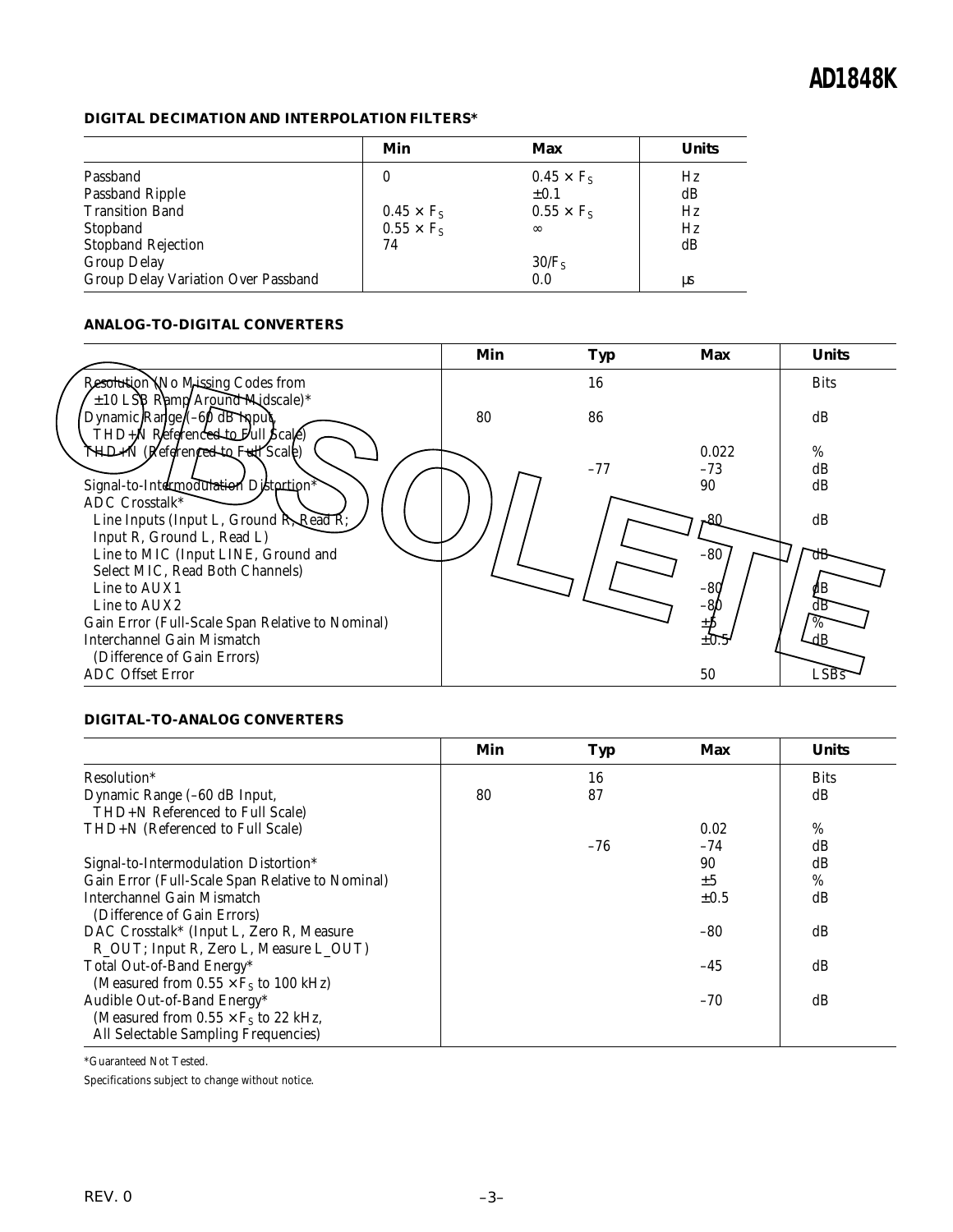## DIGITAL DECIMATION AND INTERPOLATION FILTERS*

| | Min | Max | Units |
|---|---|---|---|
| Passband | 0 | $0.45 \times F_S$ | Hz |
| Passband Ripple | | ±0.1 | dB |
| Transition Band | $0.45 \times F_S$ | $0.55 \times F_S$ | Hz |
| Stopband | $0.55 \times F_S$ | ∞ | Hz |
| Stopband Rejection | 74 | | dB |
| Group Delay | | $30/F_S$ | |
| Group Delay Variation Over Passband | | 0.0 | µs |

## ANALOG-TO-DIGITAL CONVERTERS

| | Min | Typ | Max | Units |
|---|---|---|---|---|
| Resolution (No Missing Codes from ±10 LSB Ramp Around Midscale)* | | 16 | | Bits |
| Dynamic Range (–60 dB Input, THD+N Referenced to Full Scale) | 80 | 86 | | dB |
| THD+N (Referenced to Full Scale) | | | 0.022 | % |
| | | –77 | –73 | dB |
| Signal-to-Intermodulation Distortion* | | | 90 | dB |
| ADC Crosstalk* | | | | |
| Line Inputs (Input L, Ground R, Read R; Input R, Ground L, Read L) | | | –80 | dB |
| Line to MIC (Input LINE, Ground and Select MIC, Read Both Channels) | | | –80 | dB |
| Line to AUX1 | | | –80 | dB |
| Line to AUX2 | | | –80 | dB |
| Gain Error (Full-Scale Span Relative to Nominal) | | | ±5 | % |
| Interchannel Gain Mismatch (Difference of Gain Errors) | | | ±0.5 | dB |
| ADC Offset Error | | | 50 | LSBs |

## DIGITAL-TO-ANALOG CONVERTERS

| | Min | Typ | Max | Units |
|---|---|---|---|---|
| Resolution* | | 16 | | Bits |
| Dynamic Range (–60 dB Input, THD+N Referenced to Full Scale) | 80 | 87 | | dB |
| THD+N (Referenced to Full Scale) | | | 0.02 | % |
| | | –76 | –74 | dB |
| Signal-to-Intermodulation Distortion* | | | 90 | dB |
| Gain Error (Full-Scale Span Relative to Nominal) | | | ±5 | % |
| Interchannel Gain Mismatch (Difference of Gain Errors) | | | ±0.5 | dB |
| DAC Crosstalk* (Input L, Zero R, Measure R_OUT; Input R, Zero L, Measure L_OUT) | | | –80 | dB |
| Total Out-of-Band Energy* (Measured from $0.55 \times F_S$ to 100 kHz) | | | –45 | dB |
| Audible Out-of-Band Energy* (Measured from $0.55 \times F_S$ to 22 kHz, All Selectable Sampling Frequencies) | | | –70 | dB |

*Guaranteed Not Tested.

Specifications subject to change without notice.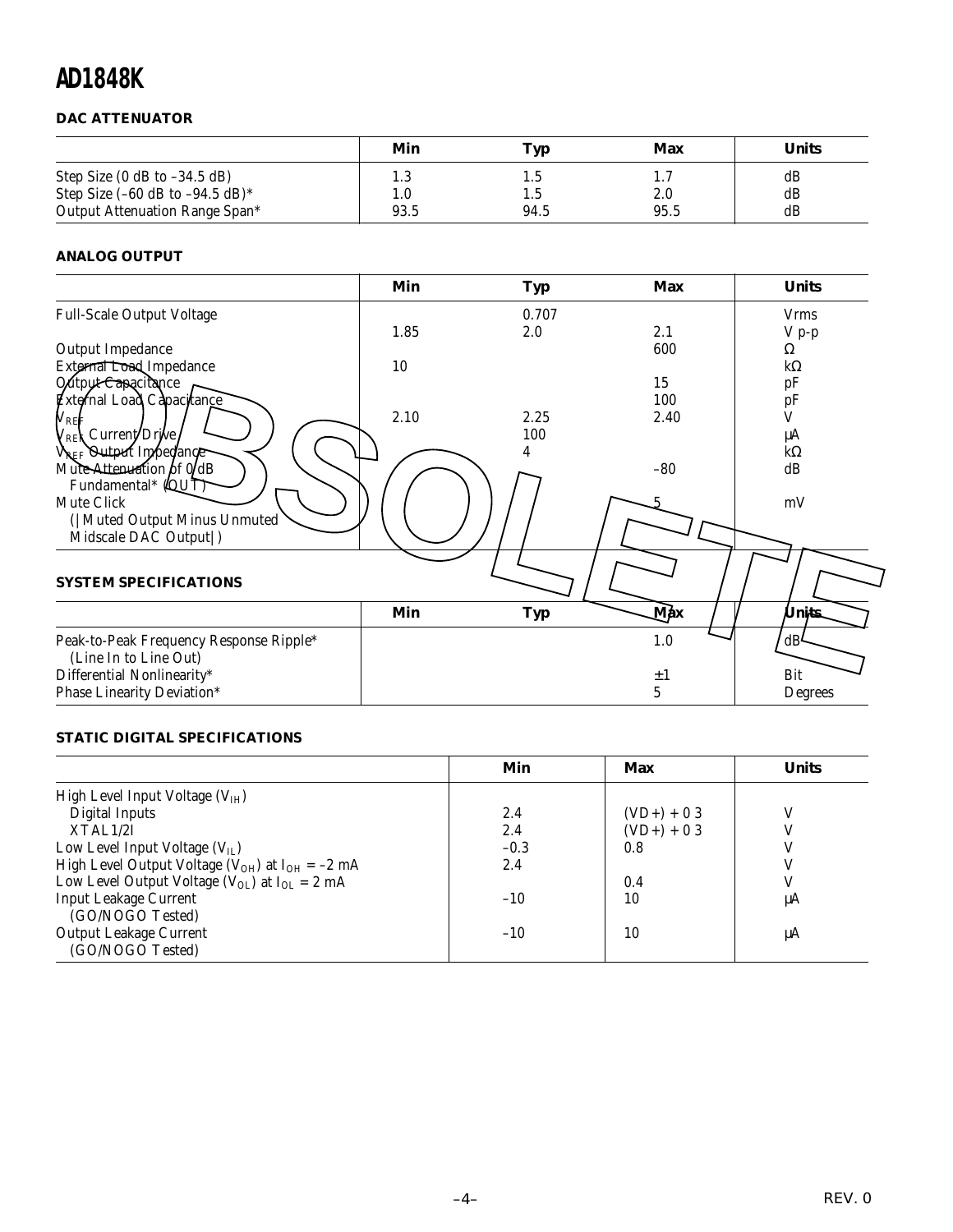## DAC ATTENUATOR

| | Min | Typ | Max | Units |
|---|---|---|---|---|
| Step Size (0 dB to –34.5 dB) | 1.3 | 1.5 | 1.7 | dB |
| Step Size (–60 dB to –94.5 dB)* | 1.0 | 1.5 | 2.0 | dB |
| Output Attenuation Range Span* | 93.5 | 94.5 | 95.5 | dB |

## ANALOG OUTPUT

| | Min | Typ | Max | Units |
|---|---|---|---|---|
| Full-Scale Output Voltage | | 0.707 | | Vrms |
| | 1.85 | 2.0 | 2.1 | V p-p |
| Output Impedance | | | 600 | Ω |
| External Load Impedance | 10 | | | kΩ |
| Output Capacitance | | | 15 | pF |
| External Load Capacitance | | | 100 | pF |
| $V_{REF}$ | 2.10 | 2.25 | 2.40 | V |
| $V_{REF}$ Current Drive | | 100 | | µA |
| $V_{REF}$ Output Impedance | | 4 | | kΩ |
| Mute Attenuation of 0 dB Fundamental* (OUT) | | | –80 | dB |
| Mute Click (\|Muted Output Minus Unmuted Midscale DAC Output\|) | | | 5 | mV |

## SYSTEM SPECIFICATIONS

| | Min | Typ | Max | Units |
|---|---|---|---|---|
| Peak-to-Peak Frequency Response Ripple* (Line In to Line Out) | | | 1.0 | dB |
| Differential Nonlinearity* | | | ±1 | Bit |
| Phase Linearity Deviation* | | | 5 | Degrees |

## STATIC DIGITAL SPECIFICATIONS

| | Min | Max | Units |
|---|---|---|---|
| High Level Input Voltage ($V_{IH}$) | | | |
| Digital Inputs | 2.4 | (VD+) + 0 3 | V |
| XTAL1/2I | 2.4 | (VD+) + 0 3 | V |
| Low Level Input Voltage ($V_{IL}$) | –0.3 | 0.8 | V |
| High Level Output Voltage ($V_{OH}$) at $I_{OH}$ = –2 mA | 2.4 | | V |
| Low Level Output Voltage ($V_{OL}$) at $I_{OL}$ = 2 mA | | 0.4 | V |
| Input Leakage Current (GO/NOGO Tested) | –10 | 10 | µA |
| Output Leakage Current (GO/NOGO Tested) | –10 | 10 | µA |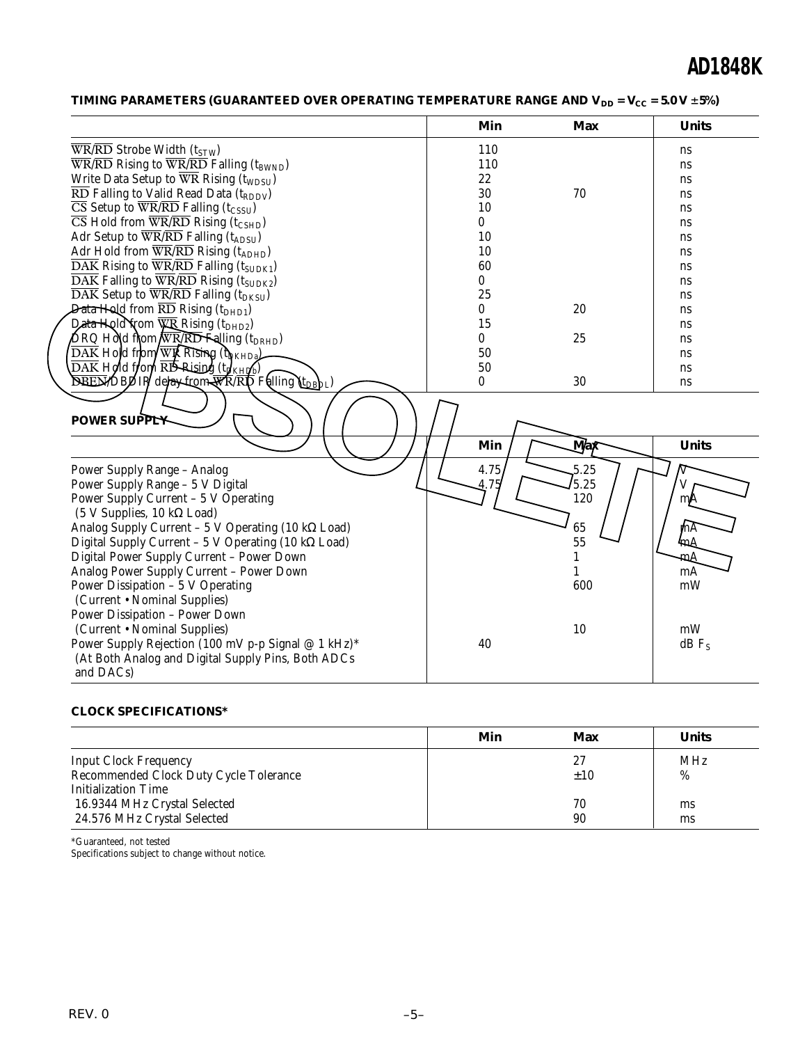### TIMING PARAMETERS (GUARANTEED OVER OPERATING TEMPERATURE RANGE AND $V_{DD} = V_{CC} = 5.0\ V \pm 5\%$)

| | Min | Max | Units |
|---|---|---|---|
| $\overline{WR}/\overline{RD}$ Strobe Width ($t_{STW}$) | 110 | | ns |
| $\overline{WR}/\overline{RD}$ Rising to $\overline{WR}/\overline{RD}$ Falling ($t_{BWND}$) | 110 | | ns |
| Write Data Setup to $\overline{WR}$ Rising ($t_{WDSU}$) | 22 | | ns |
| $\overline{RD}$ Falling to Valid Read Data ($t_{RDDV}$) | 30 | 70 | ns |
| $\overline{CS}$ Setup to $\overline{WR}/\overline{RD}$ Falling ($t_{CSSU}$) | 10 | | ns |
| $\overline{CS}$ Hold from $\overline{WR}/\overline{RD}$ Rising ($t_{CSHD}$) | 0 | | ns |
| Adr Setup to $\overline{WR}/\overline{RD}$ Falling ($t_{ADSU}$) | 10 | | ns |
| Adr Hold from $\overline{WR}/\overline{RD}$ Rising ($t_{ADHD}$) | 10 | | ns |
| $\overline{DAK}$ Rising to $\overline{WR}/\overline{RD}$ Falling ($t_{SUDK1}$) | 60 | | ns |
| $\overline{DAK}$ Falling to $\overline{WR}/\overline{RD}$ Rising ($t_{SUDK2}$) | 0 | | ns |
| $\overline{DAK}$ Setup to $\overline{WR}/\overline{RD}$ Falling ($t_{DKSU}$) | 25 | | ns |
| Data Hold from $\overline{RD}$ Rising ($t_{DHD1}$) | 0 | 20 | ns |
| Data Hold from $\overline{WR}$ Rising ($t_{DHD2}$) | 15 | | ns |
| DRQ Hold from $\overline{WR}/\overline{RD}$ Falling ($t_{DRHD}$) | 0 | 25 | ns |
| $\overline{DAK}$ Hold from $\overline{WR}$ Rising ($t_{DKHDa}$) | 50 | | ns |
| $\overline{DAK}$ Hold from $\overline{RD}$ Rising ($t_{DKHDb}$) | 50 | | ns |
| $\overline{DBEN}$/DBDIR delay from $\overline{WR}/\overline{RD}$ Falling ($t_{DBDL}$) | 0 | 30 | ns |

### POWER SUPPLY

| | Min | Max | Units |
|---|---|---|---|
| Power Supply Range – Analog | 4.75 | 5.25 | V |
| Power Supply Range – 5 V Digital | 4.75 | 5.25 | V |
| Power Supply Current – 5 V Operating (5 V Supplies, 10 kΩ Load) | | 120 | mA |
| Analog Supply Current – 5 V Operating (10 kΩ Load) | | 65 | mA |
| Digital Supply Current – 5 V Operating (10 kΩ Load) | | 55 | mA |
| Digital Power Supply Current – Power Down | | 1 | mA |
| Analog Power Supply Current – Power Down | | 1 | mA |
| Power Dissipation – 5 V Operating (Current • Nominal Supplies) | | 600 | mW |
| Power Dissipation – Power Down (Current • Nominal Supplies) | | 10 | mW |
| Power Supply Rejection (100 mV p-p Signal @ 1 kHz)* (At Both Analog and Digital Supply Pins, Both ADCs and DACs) | 40 | | dB $F_S$ |

### CLOCK SPECIFICATIONS*

| | Min | Max | Units |
|---|---|---|---|
| Input Clock Frequency | | 27 | MHz |
| Recommended Clock Duty Cycle Tolerance | | ±10 | % |
| Initialization Time | | | |
| 16.9344 MHz Crystal Selected | | 70 | ms |
| 24.576 MHz Crystal Selected | | 90 | ms |

*Guaranteed, not tested

Specifications subject to change without notice.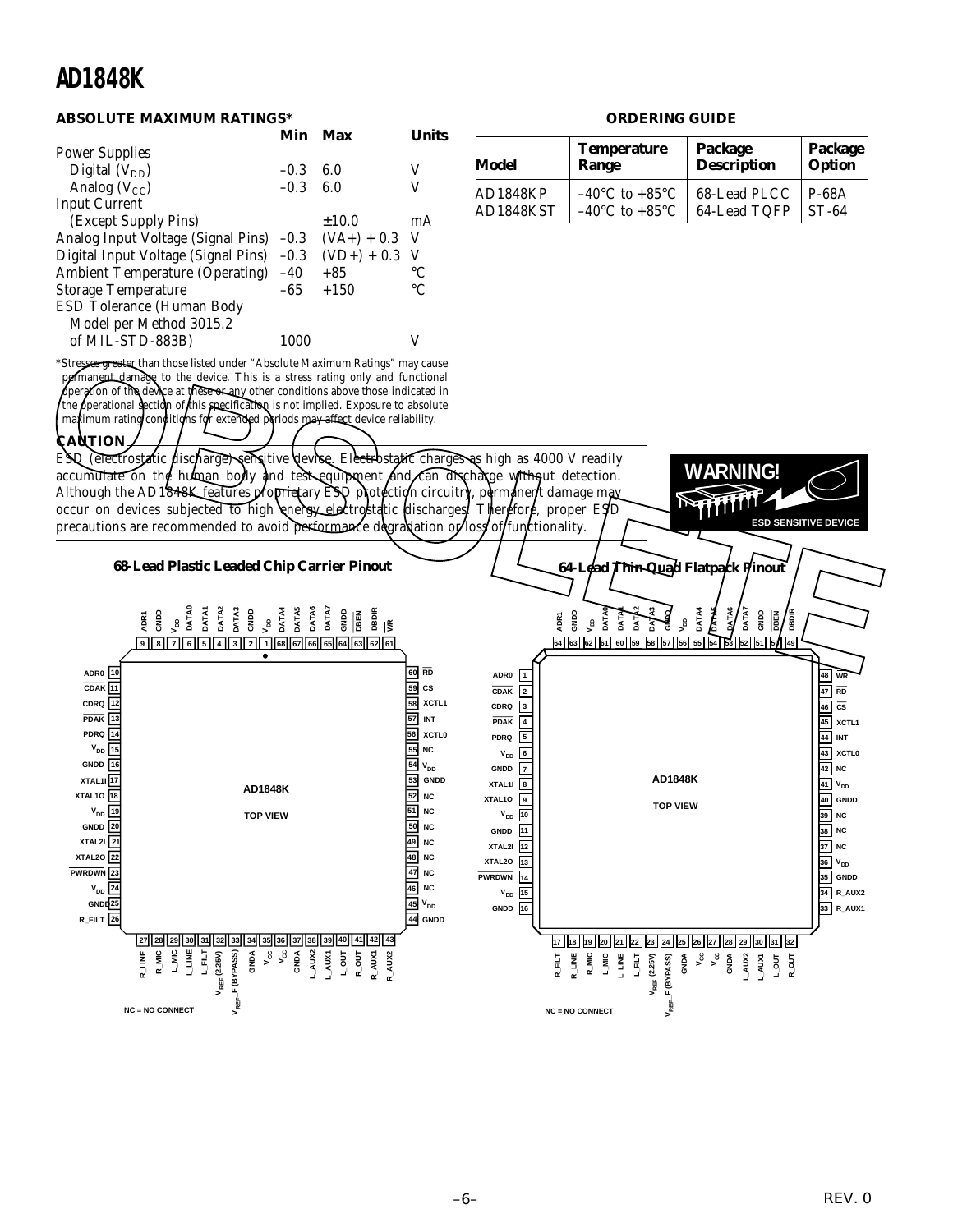## ABSOLUTE MAXIMUM RATINGS*

| | Min | Max | Units |
|---|---|---|---|
| Power Supplies | | | |
| Digital ($V_{DD}$) | –0.3 | 6.0 | V |
| Analog ($V_{CC}$) | –0.3 | 6.0 | V |
| Input Current (Except Supply Pins) | | ±10.0 | mA |
| Analog Input Voltage (Signal Pins) | –0.3 | (VA+) + 0.3 | V |
| Digital Input Voltage (Signal Pins) | –0.3 | (VD+) + 0.3 | V |
| Ambient Temperature (Operating) | –40 | +85 | °C |
| Storage Temperature | –65 | +150 | °C |
| ESD Tolerance (Human Body Model per Method 3015.2 of MIL-STD-883B) | 1000 | | V |

*Stresses greater than those listed under "Absolute Maximum Ratings" may cause permanent damage to the device. This is a stress rating only and functional operation of the device at these or any other conditions above those indicated in the operational section of this specification is not implied. Exposure to absolute maximum rating conditions for extended periods may affect device reliability.

## ORDERING GUIDE

| Model | Temperature Range | Package Description | Package Option |
|---|---|---|---|
| AD1848KP | –40°C to +85°C | 68-Lead PLCC | P-68A |
| AD1848KST | –40°C to +85°C | 64-Lead TQFP | ST-64 |

### CAUTION

ESD (electrostatic discharge) sensitive device. Electrostatic charges as high as 4000 V readily accumulate on the human body and test equipment and can discharge without detection. Although the AD1848K features proprietary ESD protection circuitry, permanent damage may occur on devices subjected to high energy electrostatic discharges. Therefore, proper ESD precautions are recommended to avoid performance degradation or loss of functionality.

WARNING! ESD SENSITIVE DEVICE

### 68-Lead Plastic Leaded Chip Carrier Pinout

AD1848K TOP VIEW

| Pin | Name | Pin | Name |
|---|---|---|---|
| 1 | $V_{DD}$ | 35 | $V_{CC}$ |
| 2 | GNDD | 36 | $V_{CC}$ |
| 3 | DATA3 | 37 | GNDA |
| 4 | DATA2 | 38 | L_AUX2 |
| 5 | DATA1 | 39 | L_AUX1 |
| 6 | DATA0 | 40 | L_OUT |
| 7 | $V_{DD}$ | 41 | R_OUT |
| 8 | GNDD | 42 | R_AUX1 |
| 9 | ADR1 | 43 | R_AUX2 |
| 10 | ADR0 | 44 | GNDD |
| 11 | CDAK | 45 | $V_{DD}$ |
| 12 | CDRQ | 46 | NC |
| 13 | PDAK | 47 | NC |
| 14 | PDRQ | 48 | NC |
| 15 | $V_{DD}$ | 49 | NC |
| 16 | GNDD | 50 | NC |
| 17 | XTAL1I | 51 | NC |
| 18 | XTAL1O | 52 | NC |
| 19 | $V_{DD}$ | 53 | GNDD |
| 20 | GNDD | 54 | $V_{DD}$ |
| 21 | XTAL2I | 55 | NC |
| 22 | XTAL2O | 56 | XCTL0 |
| 23 | PWRDWN | 57 | INT |
| 24 | $V_{DD}$ | 58 | XCTL1 |
| 25 | GNDD | 59 | CS |
| 26 | R_FILT | 60 | RD |
| 27 | R_LINE | 61 | WR |
| 28 | R_MIC | 62 | DBDIR |
| 29 | L_MIC | 63 | DBEN |
| 30 | L_LINE | 64 | GNDD |
| 31 | L_FILT | 65 | DATA7 |
| 32 | $V_{REF}$ (2.25V) | 66 | DATA6 |
| 33 | $V_{REF}$_F (BYPASS) | 67 | DATA5 |
| 34 | GNDA | 68 | DATA4 |

NC = NO CONNECT

### 64-Lead Thin Quad Flatpack Pinout

AD1848K TOP VIEW

| Pin | Name | Pin | Name |
|---|---|---|---|
| 1 | ADR0 | 33 | R_AUX1 |
| 2 | CDAK | 34 | R_AUX2 |
| 3 | CDRQ | 35 | GNDD |
| 4 | PDAK | 36 | $V_{DD}$ |
| 5 | PDRQ | 37 | NC |
| 6 | $V_{DD}$ | 38 | NC |
| 7 | GNDD | 39 | NC |
| 8 | XTAL1I | 40 | GNDD |
| 9 | XTAL1O | 41 | $V_{DD}$ |
| 10 | $V_{DD}$ | 42 | NC |
| 11 | GNDD | 43 | XCTL0 |
| 12 | XTAL2I | 44 | INT |
| 13 | XTAL2O | 45 | XCTL1 |
| 14 | PWRDWN | 46 | CS |
| 15 | $V_{DD}$ | 47 | RD |
| 16 | GNDD | 48 | WR |
| 17 | R_FILT | 49 | DBDIR |
| 18 | R_LINE | 50 | DBEN |
| 19 | R_MIC | 51 | GNDD |
| 20 | L_MIC | 52 | DATA7 |
| 21 | L_LINE | 53 | DATA6 |
| 22 | L_FILT | 54 | DATA5 |
| 23 | $V_{REF}$ (2.25V) | 55 | DATA4 |
| 24 | $V_{REF}$_F (BYPASS) | 56 | $V_{DD}$ |
| 25 | GNDA | 57 | GNDD |
| 26 | $V_{CC}$ | 58 | DATA3 |
| 27 | $V_{CC}$ | 59 | DATA2 |
| 28 | GNDA | 60 | DATA1 |
| 29 | L_AUX2 | 61 | DATA0 |
| 30 | L_AUX1 | 62 | $V_{DD}$ |
| 31 | L_OUT | 63 | GNDD |
| 32 | R_OUT | 64 | ADR1 |

NC = NO CONNECT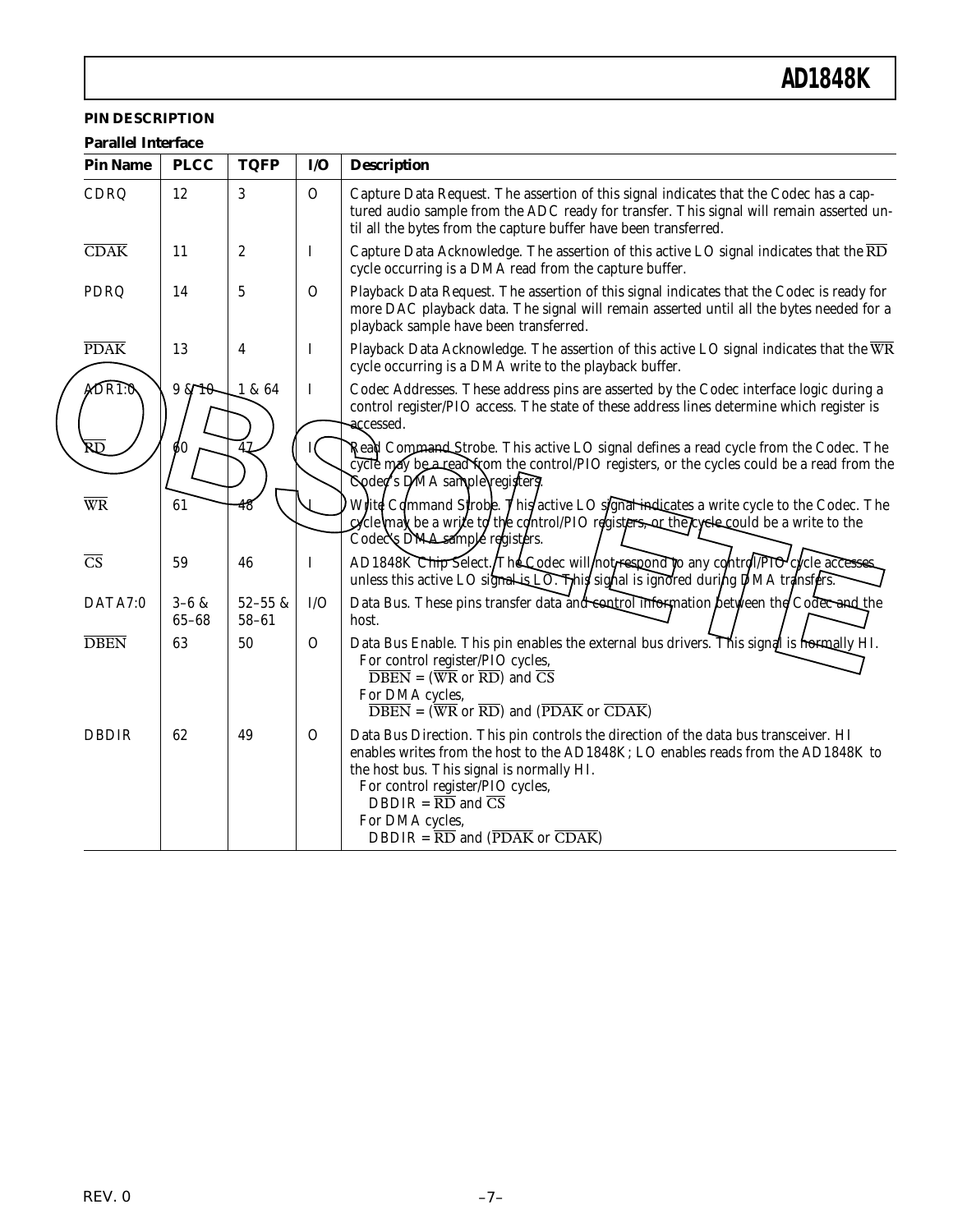## PIN DESCRIPTION

### Parallel Interface

| Pin Name | PLCC | TQFP | I/O | Description |
|---|---|---|---|---|
| CDRQ | 12 | 3 | O | Capture Data Request. The assertion of this signal indicates that the Codec has a captured audio sample from the ADC ready for transfer. This signal will remain asserted until all the bytes from the capture buffer have been transferred. |
| $\overline{\text{CDAK}}$ | 11 | 2 | I | Capture Data Acknowledge. The assertion of this active LO signal indicates that the $\overline{\text{RD}}$ cycle occurring is a DMA read from the capture buffer. |
| PDRQ | 14 | 5 | O | Playback Data Request. The assertion of this signal indicates that the Codec is ready for more DAC playback data. The signal will remain asserted until all the bytes needed for a playback sample have been transferred. |
| $\overline{\text{PDAK}}$ | 13 | 4 | I | Playback Data Acknowledge. The assertion of this active LO signal indicates that the $\overline{\text{WR}}$ cycle occurring is a DMA write to the playback buffer. |
| ADR1:0 | 9 & 10 | 1 & 64 | I | Codec Addresses. These address pins are asserted by the Codec interface logic during a control register/PIO access. The state of these address lines determine which register is accessed. |
| $\overline{\text{RD}}$ | 60 | 47 | I | Read Command Strobe. This active LO signal defines a read cycle from the Codec. The cycle may be a read from the control/PIO registers, or the cycles could be a read from the Codec's DMA sample registers. |
| $\overline{\text{WR}}$ | 61 | 48 | I | Write Command Strobe. This active LO signal indicates a write cycle to the Codec. The cycle may be a write to the control/PIO registers, or the cycle could be a write to the Codec's DMA sample registers. |
| $\overline{\text{CS}}$ | 59 | 46 | I | AD1848K Chip Select. The Codec will not respond to any control/PIO cycle accesses unless this active LO signal is LO. This signal is ignored during DMA transfers. |
| DATA7:0 | 3–6 & 65–68 | 52–55 & 58–61 | I/O | Data Bus. These pins transfer data and control information between the Codec and the host. |
| $\overline{\text{DBEN}}$ | 63 | 50 | O | Data Bus Enable. This pin enables the external bus drivers. This signal is normally HI.<br>For control register/PIO cycles,<br>$\overline{\text{DBEN}}$ = ($\overline{\text{WR}}$ or $\overline{\text{RD}}$) and $\overline{\text{CS}}$<br>For DMA cycles,<br>$\overline{\text{DBEN}}$ = ($\overline{\text{WR}}$ or $\overline{\text{RD}}$) and ($\overline{\text{PDAK}}$ or $\overline{\text{CDAK}}$) |
| DBDIR | 62 | 49 | O | Data Bus Direction. This pin controls the direction of the data bus transceiver. HI enables writes from the host to the AD1848K; LO enables reads from the AD1848K to the host bus. This signal is normally HI.<br>For control register/PIO cycles,<br>DBDIR = $\overline{\text{RD}}$ and $\overline{\text{CS}}$<br>For DMA cycles,<br>DBDIR = $\overline{\text{RD}}$ and ($\overline{\text{PDAK}}$ or $\overline{\text{CDAK}}$) |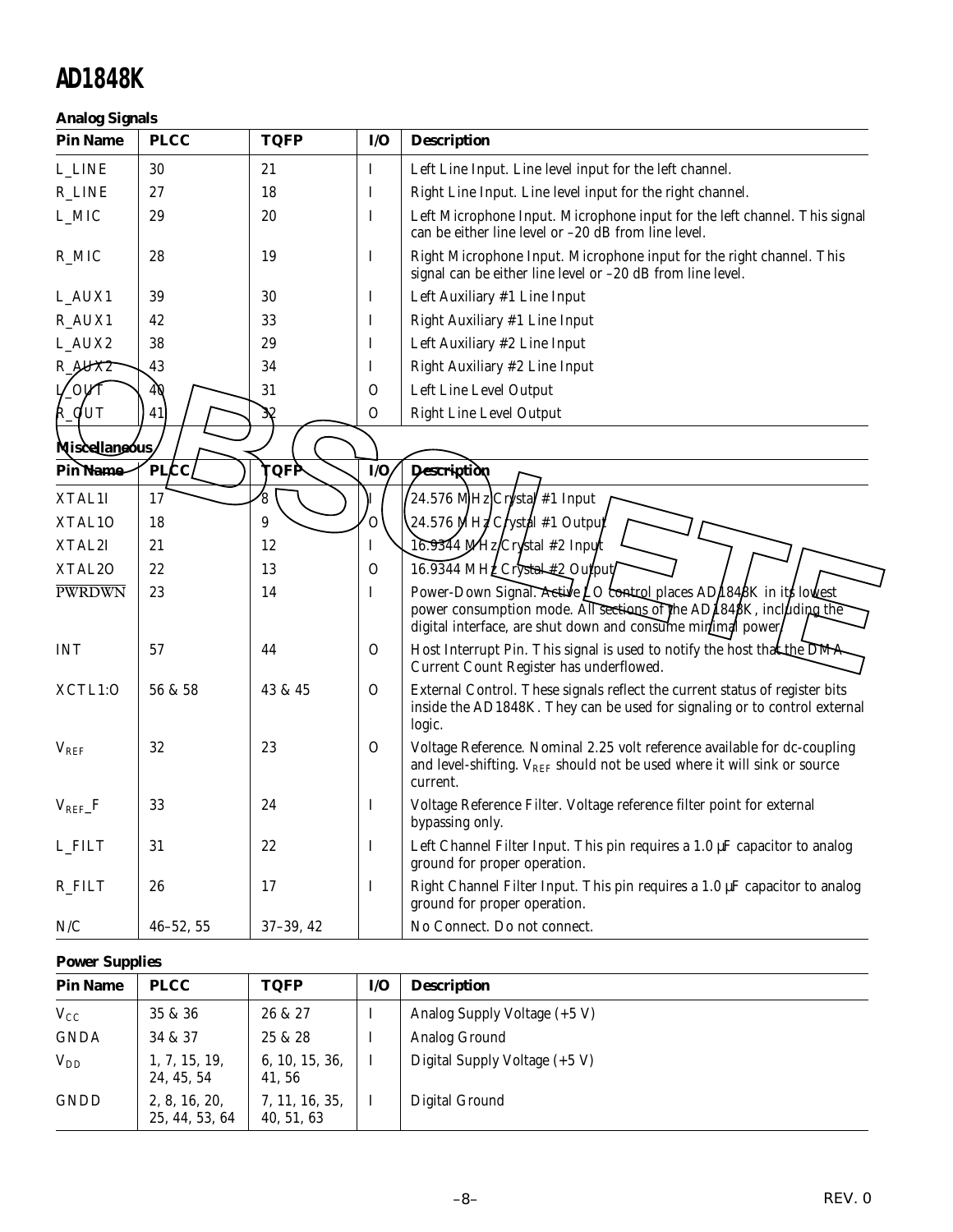**Analog Signals**

| Pin Name | PLCC | TQFP | I/O | Description |
|---|---|---|---|---|
| L_LINE | 30 | 21 | I | Left Line Input. Line level input for the left channel. |
| R_LINE | 27 | 18 | I | Right Line Input. Line level input for the right channel. |
| L_MIC | 29 | 20 | I | Left Microphone Input. Microphone input for the left channel. This signal can be either line level or –20 dB from line level. |
| R_MIC | 28 | 19 | I | Right Microphone Input. Microphone input for the right channel. This signal can be either line level or –20 dB from line level. |
| L_AUX1 | 39 | 30 | I | Left Auxiliary #1 Line Input |
| R_AUX1 | 42 | 33 | I | Right Auxiliary #1 Line Input |
| L_AUX2 | 38 | 29 | I | Left Auxiliary #2 Line Input |
| R_AUX2 | 43 | 34 | I | Right Auxiliary #2 Line Input |
| L_OUT | 40 | 31 | O | Left Line Level Output |
| R_OUT | 41 | 32 | O | Right Line Level Output |

**Miscellaneous**

| Pin Name | PLCC | TQFP | I/O | Description |
|---|---|---|---|---|
| XTAL1I | 17 | 8 | I | 24.576 MHz Crystal #1 Input |
| XTAL1O | 18 | 9 | O | 24.576 MHz Crystal #1 Output |
| XTAL2I | 21 | 12 | I | 16.9344 MHz Crystal #2 Input |
| XTAL2O | 22 | 13 | O | 16.9344 MHz Crystal #2 Output |
| $\overline{PWRDWN}$ | 23 | 14 | I | Power-Down Signal. Active LO control places AD1848K in its lowest power consumption mode. All sections of the AD1848K, including the digital interface, are shut down and consume minimal power. |
| INT | 57 | 44 | O | Host Interrupt Pin. This signal is used to notify the host that the DMA Current Count Register has underflowed. |
| XCTL1:0 | 56 & 58 | 43 & 45 | O | External Control. These signals reflect the current status of register bits inside the AD1848K. They can be used for signaling or to control external logic. |
| $V_{REF}$ | 32 | 23 | O | Voltage Reference. Nominal 2.25 volt reference available for dc-coupling and level-shifting. $V_{REF}$ should not be used where it will sink or source current. |
| $V_{REF}$_F | 33 | 24 | I | Voltage Reference Filter. Voltage reference filter point for external bypassing only. |
| L_FILT | 31 | 22 | I | Left Channel Filter Input. This pin requires a 1.0 µF capacitor to analog ground for proper operation. |
| R_FILT | 26 | 17 | I | Right Channel Filter Input. This pin requires a 1.0 µF capacitor to analog ground for proper operation. |
| N/C | 46–52, 55 | 37–39, 42 | | No Connect. Do not connect. |

**Power Supplies**

| Pin Name | PLCC | TQFP | I/O | Description |
|---|---|---|---|---|
| $V_{CC}$ | 35 & 36 | 26 & 27 | I | Analog Supply Voltage (+5 V) |
| GNDA | 34 & 37 | 25 & 28 | I | Analog Ground |
| $V_{DD}$ | 1, 7, 15, 19, 24, 45, 54 | 6, 10, 15, 36, 41, 56 | I | Digital Supply Voltage (+5 V) |
| GNDD | 2, 8, 16, 20, 25, 44, 53, 64 | 7, 11, 16, 35, 40, 51, 63 | I | Digital Ground |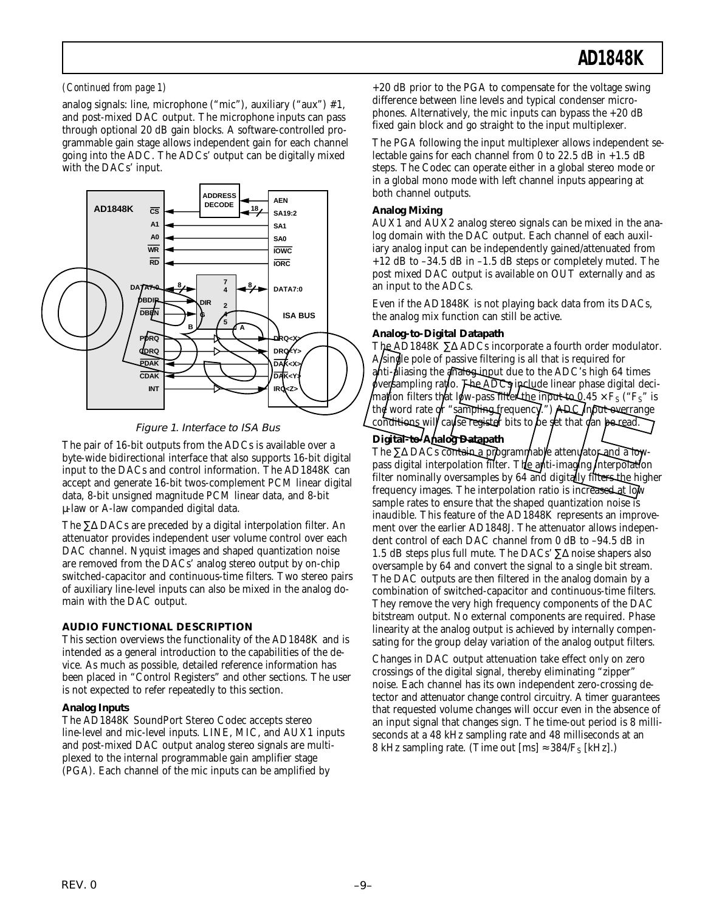*(Continued from page 1)*

analog signals: line, microphone ("mic"), auxiliary ("aux") #1, and post-mixed DAC output. The microphone inputs can pass through optional 20 dB gain blocks. A software-controlled programmable gain stage allows independent gain for each channel going into the ADC. The ADCs' output can be digitally mixed with the DACs' input.

Figure 1. Interface to ISA Bus

The pair of 16-bit outputs from the ADCs is available over a byte-wide bidirectional interface that also supports 16-bit digital input to the DACs and control information. The AD1848K can accept and generate 16-bit twos-complement PCM linear digital data, 8-bit unsigned magnitude PCM linear data, and 8-bit μ-law or A-law companded digital data.

The ∑Δ DACs are preceded by a digital interpolation filter. An attenuator provides independent user volume control over each DAC channel. Nyquist images and shaped quantization noise are removed from the DACs' analog stereo output by on-chip switched-capacitor and continuous-time filters. Two stereo pairs of auxiliary line-level inputs can also be mixed in the analog domain with the DAC output.

## AUDIO FUNCTIONAL DESCRIPTION

This section overviews the functionality of the AD1848K and is intended as a general introduction to the capabilities of the device. As much as possible, detailed reference information has been placed in "Control Registers" and other sections. The user is not expected to refer repeatedly to this section.

### Analog Inputs

The AD1848K SoundPort Stereo Codec accepts stereo line-level and mic-level inputs. LINE, MIC, and AUX1 inputs and post-mixed DAC output analog stereo signals are multiplexed to the internal programmable gain amplifier stage (PGA). Each channel of the mic inputs can be amplified by +20 dB prior to the PGA to compensate for the voltage swing difference between line levels and typical condenser microphones. Alternatively, the mic inputs can bypass the +20 dB fixed gain block and go straight to the input multiplexer.

The PGA following the input multiplexer allows independent selectable gains for each channel from 0 to 22.5 dB in +1.5 dB steps. The Codec can operate either in a global stereo mode or in a global mono mode with left channel inputs appearing at both channel outputs.

### Analog Mixing

AUX1 and AUX2 analog stereo signals can be mixed in the analog domain with the DAC output. Each channel of each auxiliary analog input can be independently gained/attenuated from +12 dB to –34.5 dB in –1.5 dB steps or completely muted. The post mixed DAC output is available on OUT externally and as an input to the ADCs.

Even if the AD1848K is not playing back data from its DACs, the analog mix function can still be active.

### Analog-to-Digital Datapath

The AD1848K ∑Δ ADCs incorporate a fourth order modulator. A single pole of passive filtering is all that is required for anti-aliasing the analog input due to the ADC's high 64 times oversampling ratio. The ADCs include linear phase digital decimation filters that low-pass filter the input to 0.45 × $F_S$ ("$F_S$" is the word rate or "sampling frequency.") ADC input overrange conditions will cause register bits to be set that can be read.

### Digital-to-Analog Datapath

The ∑Δ DACs contain a programmable attenuator and a low-pass digital interpolation filter. The anti-imaging interpolation filter nominally oversamples by 64 and digitally filters the higher frequency images. The interpolation ratio is increased at low sample rates to ensure that the shaped quantization noise is inaudible. This feature of the AD1848K represents an improvement over the earlier AD1848J. The attenuator allows independent control of each DAC channel from 0 dB to –94.5 dB in 1.5 dB steps plus full mute. The DACs' ∑Δ noise shapers also oversample by 64 and convert the signal to a single bit stream. The DAC outputs are then filtered in the analog domain by a combination of switched-capacitor and continuous-time filters. They remove the very high frequency components of the DAC bitstream output. No external components are required. Phase linearity at the analog output is achieved by internally compensating for the group delay variation of the analog output filters.

Changes in DAC output attenuation take effect only on zero crossings of the digital signal, thereby eliminating "zipper" noise. Each channel has its own independent zero-crossing detector and attenuator change control circuitry. A timer guarantees that requested volume changes will occur even in the absence of an input signal that changes sign. The time-out period is 8 milliseconds at a 48 kHz sampling rate and 48 milliseconds at an 8 kHz sampling rate. (Time out [ms] ≈ 384/$F_S$ [kHz].)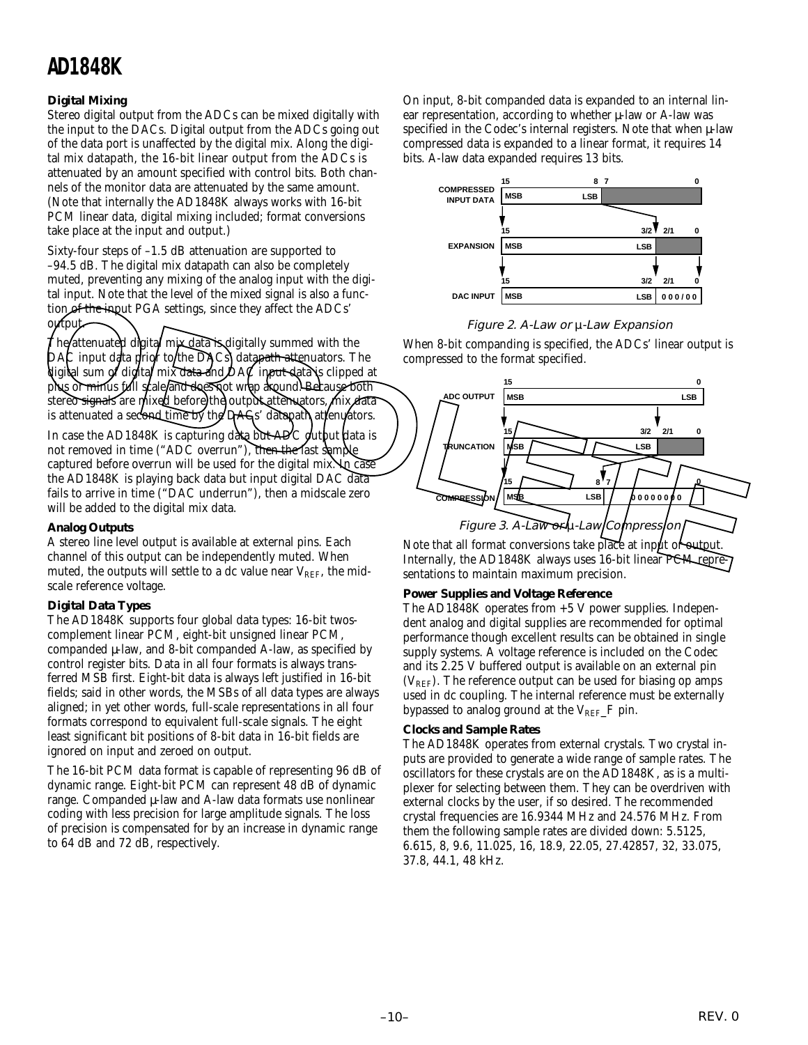### Digital Mixing

Stereo digital output from the ADCs can be mixed digitally with the input to the DACs. Digital output from the ADCs going out of the data port is unaffected by the digital mix. Along the digital mix datapath, the 16-bit linear output from the ADCs is attenuated by an amount specified with control bits. Both channels of the monitor data are attenuated by the same amount. (Note that internally the AD1848K always works with 16-bit PCM linear data, digital mixing included; format conversions take place at the input and output.)

Sixty-four steps of –1.5 dB attenuation are supported to –94.5 dB. The digital mix datapath can also be completely muted, preventing any mixing of the analog input with the digital input. Note that the level of the mixed signal is also a function of the input PGA settings, since they affect the ADCs' output.

The attenuated digital mix data is digitally summed with the DAC input data prior to the DACs' datapath attenuators. The digital sum of digital mix data and DAC input data is clipped at plus or minus full scale and does not wrap around. Because both stereo signals are mixed before the output attenuators, mix data is attenuated a second time by the DACs' datapath attenuators.

In case the AD1848K is capturing data but ADC output data is not removed in time ("ADC overrun"), then the last sample captured before overrun will be used for the digital mix. In case the AD1848K is playing back data but input digital DAC data fails to arrive in time ("DAC underrun"), then a midscale zero will be added to the digital mix data.

### Analog Outputs

A stereo line level output is available at external pins. Each channel of this output can be independently muted. When muted, the outputs will settle to a dc value near $V_{REF}$, the midscale reference voltage.

### Digital Data Types

The AD1848K supports four global data types: 16-bit twos-complement linear PCM, eight-bit unsigned linear PCM, companded µ-law, and 8-bit companded A-law, as specified by control register bits. Data in all four formats is always transferred MSB first. Eight-bit data is always left justified in 16-bit fields; said in other words, the MSBs of all data types are always aligned; in yet other words, full-scale representations in all four formats correspond to equivalent full-scale signals. The eight least significant bit positions of 8-bit data in 16-bit fields are ignored on input and zeroed on output.

The 16-bit PCM data format is capable of representing 96 dB of dynamic range. Eight-bit PCM can represent 48 dB of dynamic range. Companded µ-law and A-law data formats use nonlinear coding with less precision for large amplitude signals. The loss of precision is compensated for by an increase in dynamic range to 64 dB and 72 dB, respectively.

On input, 8-bit companded data is expanded to an internal linear representation, according to whether µ-law or A-law was specified in the Codec's internal registers. Note that when µ-law compressed data is expanded to a linear format, it requires 14 bits. A-law data expanded requires 13 bits.

| | 15 | 8 7 | 0 |
|---|---|---|---|
| COMPRESSED INPUT DATA | MSB | LSB | |
| | 15 | 3/2 2/1 | 0 |
| EXPANSION | MSB | LSB | |
| | 15 | 3/2 2/1 | 0 |
| DAC INPUT | MSB | LSB | 000/00 |

*Figure 2. A-Law or µ-Law Expansion*

When 8-bit companding is specified, the ADCs' linear output is compressed to the format specified.

| | 15 | | 0 |
|---|---|---|---|
| ADC OUTPUT | MSB | | LSB |
| | 15 | 3/2 2/1 | 0 |
| TRUNCATION | MSB | LSB | |
| | 15 | 8 7 | 0 |
| COMPRESSION | MSB | LSB | 00000000 |

*Figure 3. A-Law or µ-Law Compression*

Note that all format conversions take place at input or output. Internally, the AD1848K always uses 16-bit linear PCM representations to maintain maximum precision.

### Power Supplies and Voltage Reference

The AD1848K operates from +5 V power supplies. Independent analog and digital supplies are recommended for optimal performance though excellent results can be obtained in single supply systems. A voltage reference is included on the Codec and its 2.25 V buffered output is available on an external pin ($V_{REF}$). The reference output can be used for biasing op amps used in dc coupling. The internal reference must be externally bypassed to analog ground at the $V_{REF}$_F pin.

### Clocks and Sample Rates

The AD1848K operates from external crystals. Two crystal inputs are provided to generate a wide range of sample rates. The oscillators for these crystals are on the AD1848K, as is a multiplexer for selecting between them. They can be overdriven with external clocks by the user, if so desired. The recommended crystal frequencies are 16.9344 MHz and 24.576 MHz. From them the following sample rates are divided down: 5.5125, 6.615, 8, 9.6, 11.025, 16, 18.9, 22.05, 27.42857, 32, 33.075, 37.8, 44.1, 48 kHz.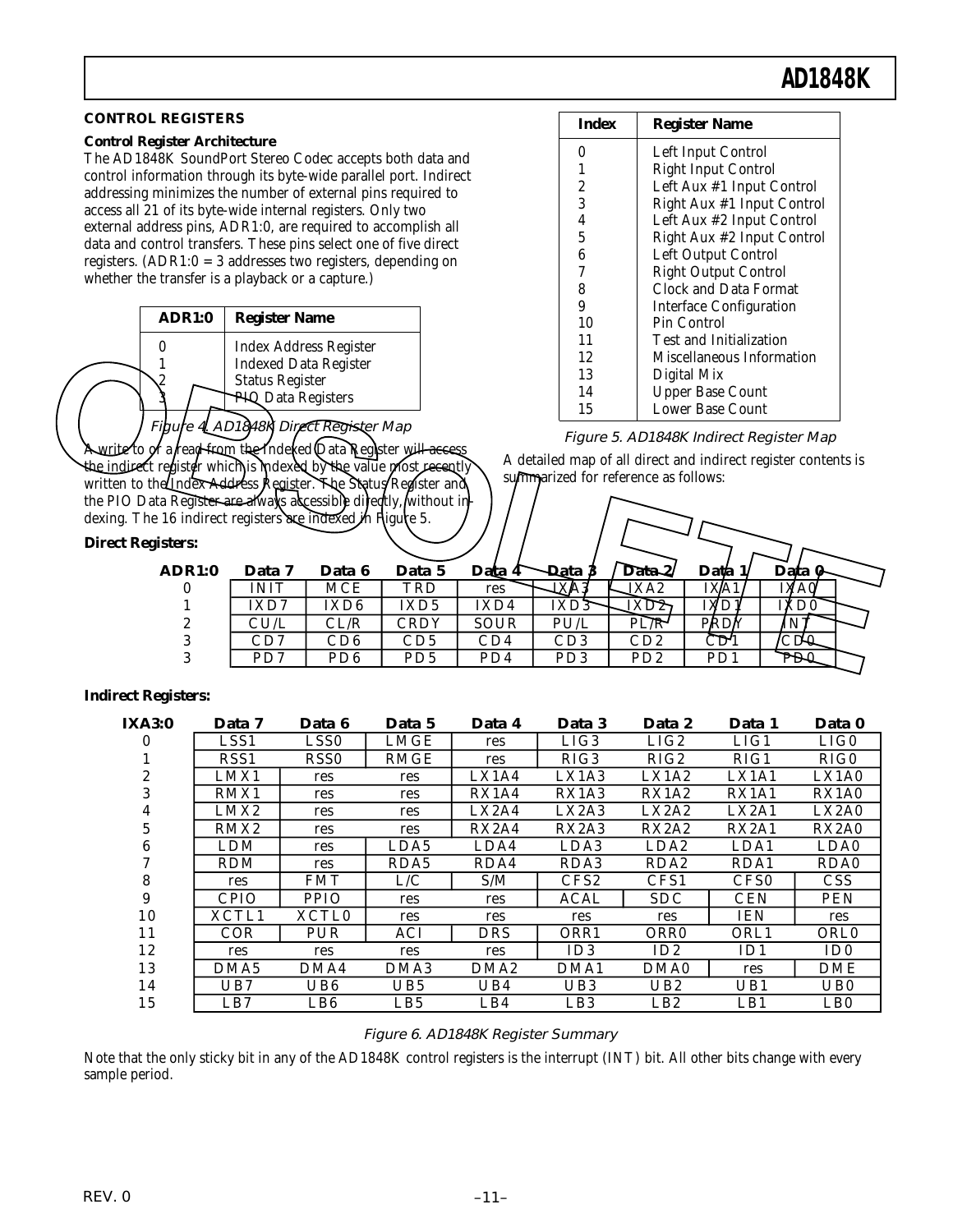## CONTROL REGISTERS

### Control Register Architecture

The AD1848K SoundPort Stereo Codec accepts both data and control information through its byte-wide parallel port. Indirect addressing minimizes the number of external pins required to access all 21 of its byte-wide internal registers. Only two external address pins, ADR1:0, are required to accomplish all data and control transfers. These pins select one of five direct registers. (ADR1:0 = 3 addresses two registers, depending on whether the transfer is a playback or a capture.)

| ADR1:0 | Register Name |
|---|---|
| 0 | Index Address Register |
| 1 | Indexed Data Register |
| 2 | Status Register |
| 3 | PIO Data Registers |

*Figure 4. AD1848K Direct Register Map*

A write to or a read from the Indexed Data Register will access the indirect register which is indexed by the value most recently written to the Index Address Register. The Status Register and the PIO Data Register are always accessible directly, without indexing. The 16 indirect registers are indexed in Figure 5.

| Index | Register Name |
|---|---|
| 0 | Left Input Control |
| 1 | Right Input Control |
| 2 | Left Aux #1 Input Control |
| 3 | Right Aux #1 Input Control |
| 4 | Left Aux #2 Input Control |
| 5 | Right Aux #2 Input Control |
| 6 | Left Output Control |
| 7 | Right Output Control |
| 8 | Clock and Data Format |
| 9 | Interface Configuration |
| 10 | Pin Control |
| 11 | Test and Initialization |
| 12 | Miscellaneous Information |
| 13 | Digital Mix |
| 14 | Upper Base Count |
| 15 | Lower Base Count |

*Figure 5. AD1848K Indirect Register Map*

A detailed map of all direct and indirect register contents is summarized for reference as follows:

**Direct Registers:**

| ADR1:0 | Data 7 | Data 6 | Data 5 | Data 4 | Data 3 | Data 2 | Data 1 | Data 0 |
|---|---|---|---|---|---|---|---|---|
| 0 | INIT | MCE | TRD | res | IXA3 | IXA2 | IXA1 | IXA0 |
| 1 | IXD7 | IXD6 | IXD5 | IXD4 | IXD3 | IXD2 | IXD1 | IXD0 |
| 2 | CU/L | CL/R | CRDY | SOUR | PU/L | PL/R | PRDY | INT |
| 3 | CD7 | CD6 | CD5 | CD4 | CD3 | CD2 | CD1 | CD0 |
| 3 | PD7 | PD6 | PD5 | PD4 | PD3 | PD2 | PD1 | PD0 |

**Indirect Registers:**

| IXA3:0 | Data 7 | Data 6 | Data 5 | Data 4 | Data 3 | Data 2 | Data 1 | Data 0 |
|---|---|---|---|---|---|---|---|---|
| 0 | LSS1 | LSS0 | LMGE | res | LIG3 | LIG2 | LIG1 | LIG0 |
| 1 | RSS1 | RSS0 | RMGE | res | RIG3 | RIG2 | RIG1 | RIG0 |
| 2 | LMX1 | res | res | LX1A4 | LX1A3 | LX1A2 | LX1A1 | LX1A0 |
| 3 | RMX1 | res | res | RX1A4 | RX1A3 | RX1A2 | RX1A1 | RX1A0 |
| 4 | LMX2 | res | res | LX2A4 | LX2A3 | LX2A2 | LX2A1 | LX2A0 |
| 5 | RMX2 | res | res | RX2A4 | RX2A3 | RX2A2 | RX2A1 | RX2A0 |
| 6 | LDM | res | LDA5 | LDA4 | LDA3 | LDA2 | LDA1 | LDA0 |
| 7 | RDM | res | RDA5 | RDA4 | RDA3 | RDA2 | RDA1 | RDA0 |
| 8 | res | FMT | L/C | S/M | CFS2 | CFS1 | CFS0 | CSS |
| 9 | CPIO | PPIO | res | res | ACAL | SDC | CEN | PEN |
| 10 | XCTL1 | XCTL0 | res | res | res | res | IEN | res |
| 11 | COR | PUR | ACI | DRS | ORR1 | ORR0 | ORL1 | ORL0 |
| 12 | res | res | res | res | ID3 | ID2 | ID1 | ID0 |
| 13 | DMA5 | DMA4 | DMA3 | DMA2 | DMA1 | DMA0 | res | DME |
| 14 | UB7 | UB6 | UB5 | UB4 | UB3 | UB2 | UB1 | UB0 |
| 15 | LB7 | LB6 | LB5 | LB4 | LB3 | LB2 | LB1 | LB0 |

*Figure 6. AD1848K Register Summary*

Note that the only sticky bit in any of the AD1848K control registers is the interrupt (INT) bit. All other bits change with every sample period.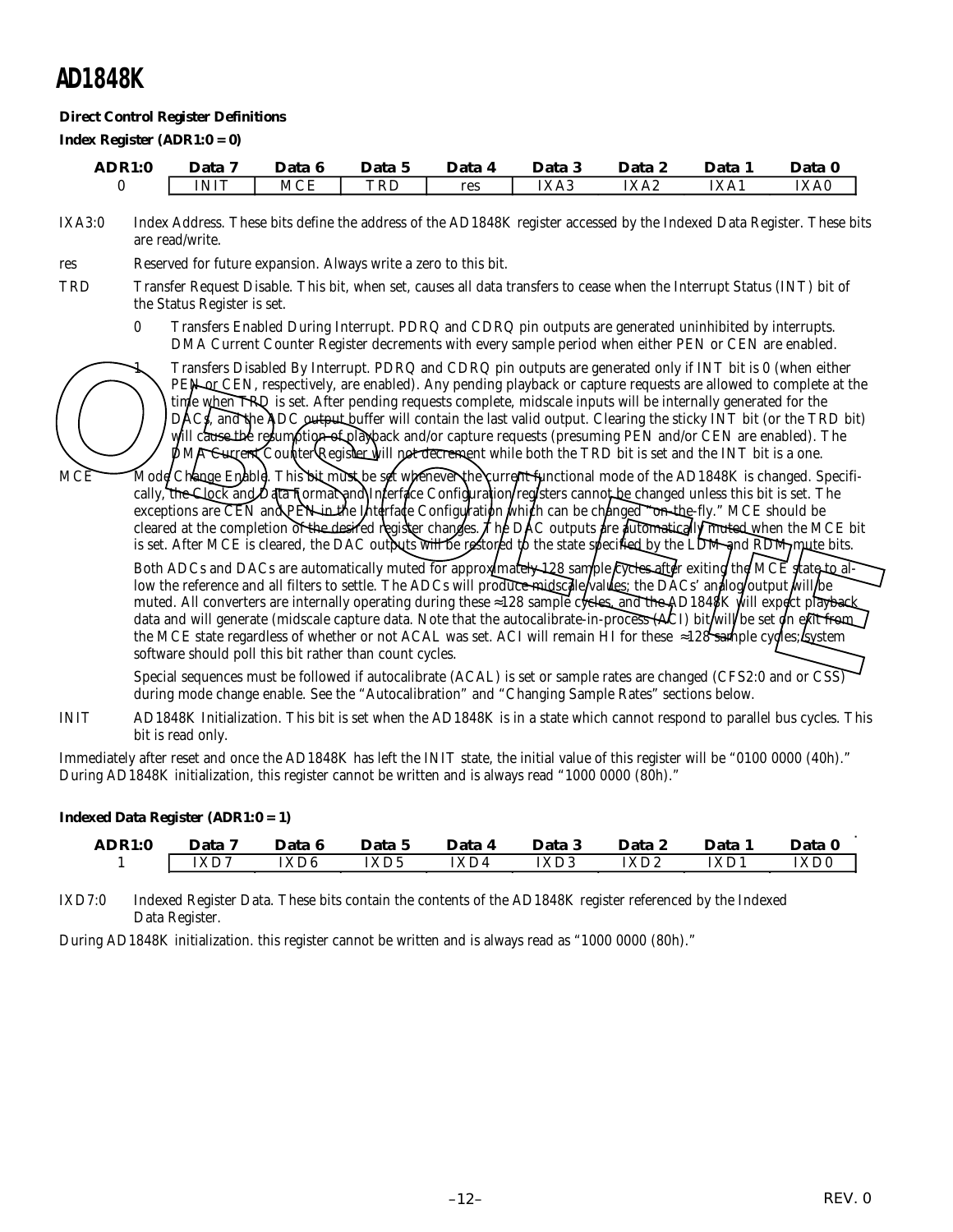### Direct Control Register Definitions

**Index Register (ADR1:0 = 0)**

| ADR1:0 | Data 7 | Data 6 | Data 5 | Data 4 | Data 3 | Data 2 | Data 1 | Data 0 |
|---|---|---|---|---|---|---|---|---|
| 0 | INIT | MCE | TRD | res | IXA3 | IXA2 | IXA1 | IXA0 |

IXA3:0 Index Address. These bits define the address of the AD1848K register accessed by the Indexed Data Register. These bits are read/write.

res Reserved for future expansion. Always write a zero to this bit.

TRD Transfer Request Disable. This bit, when set, causes all data transfers to cease when the Interrupt Status (INT) bit of the Status Register is set.

- 0 Transfers Enabled During Interrupt. PDRQ and CDRQ pin outputs are generated uninhibited by interrupts. DMA Current Counter Register decrements with every sample period when either PEN or CEN are enabled.
- 1 Transfers Disabled By Interrupt. PDRQ and CDRQ pin outputs are generated only if INT bit is 0 (when either PEN or CEN, respectively, are enabled). Any pending playback or capture requests are allowed to complete at the time when TRD is set. After pending requests complete, midscale inputs will be internally generated for the DACs, and the ADC output buffer will contain the last valid output. Clearing the sticky INT bit (or the TRD bit) will cause the resumption of playback and/or capture requests (presuming PEN and/or CEN are enabled). The DMA Current Counter Register will not decrement while both the TRD bit is set and the INT bit is a one.

MCE Mode Change Enable. This bit must be set whenever the current functional mode of the AD1848K is changed. Specifically, the Clock and Data Format and Interface Configuration registers cannot be changed unless this bit is set. The exceptions are CEN and PEN in the Interface Configuration which can be changed "on-the-fly." MCE should be cleared at the completion of the desired register changes. The DAC outputs are automatically muted when the MCE bit is set. After MCE is cleared, the DAC outputs will be restored to the state specified by the LDM and RDM mute bits.

Both ADCs and DACs are automatically muted for approximately 128 sample cycles after exiting the MCE state to allow the reference and all filters to settle. The ADCs will produce midscale values; the DACs' analog output will be muted. All converters are internally operating during these ≈128 sample cycles, and the AD1848K will expect playback data and will generate (midscale capture data. Note that the autocalibrate-in-process (ACI) bit will be set on exit from the MCE state regardless of whether or not ACAL was set. ACI will remain HI for these ≈128 sample cycles; system software should poll this bit rather than count cycles.

Special sequences must be followed if autocalibrate (ACAL) is set or sample rates are changed (CFS2:0 and or CSS) during mode change enable. See the "Autocalibration" and "Changing Sample Rates" sections below.

INIT AD1848K Initialization. This bit is set when the AD1848K is in a state which cannot respond to parallel bus cycles. This bit is read only.

Immediately after reset and once the AD1848K has left the INIT state, the initial value of this register will be "0100 0000 (40h)." During AD1848K initialization, this register cannot be written and is always read "1000 0000 (80h)."

**Indexed Data Register (ADR1:0 = 1)**

| ADR1:0 | Data 7 | Data 6 | Data 5 | Data 4 | Data 3 | Data 2 | Data 1 | Data 0 |
|---|---|---|---|---|---|---|---|---|
| 1 | IXD7 | IXD6 | IXD5 | IXD4 | IXD3 | IXD2 | IXD1 | IXD0 |

IXD7:0 Indexed Register Data. These bits contain the contents of the AD1848K register referenced by the Indexed Data Register.

During AD1848K initialization. this register cannot be written and is always read as "1000 0000 (80h)."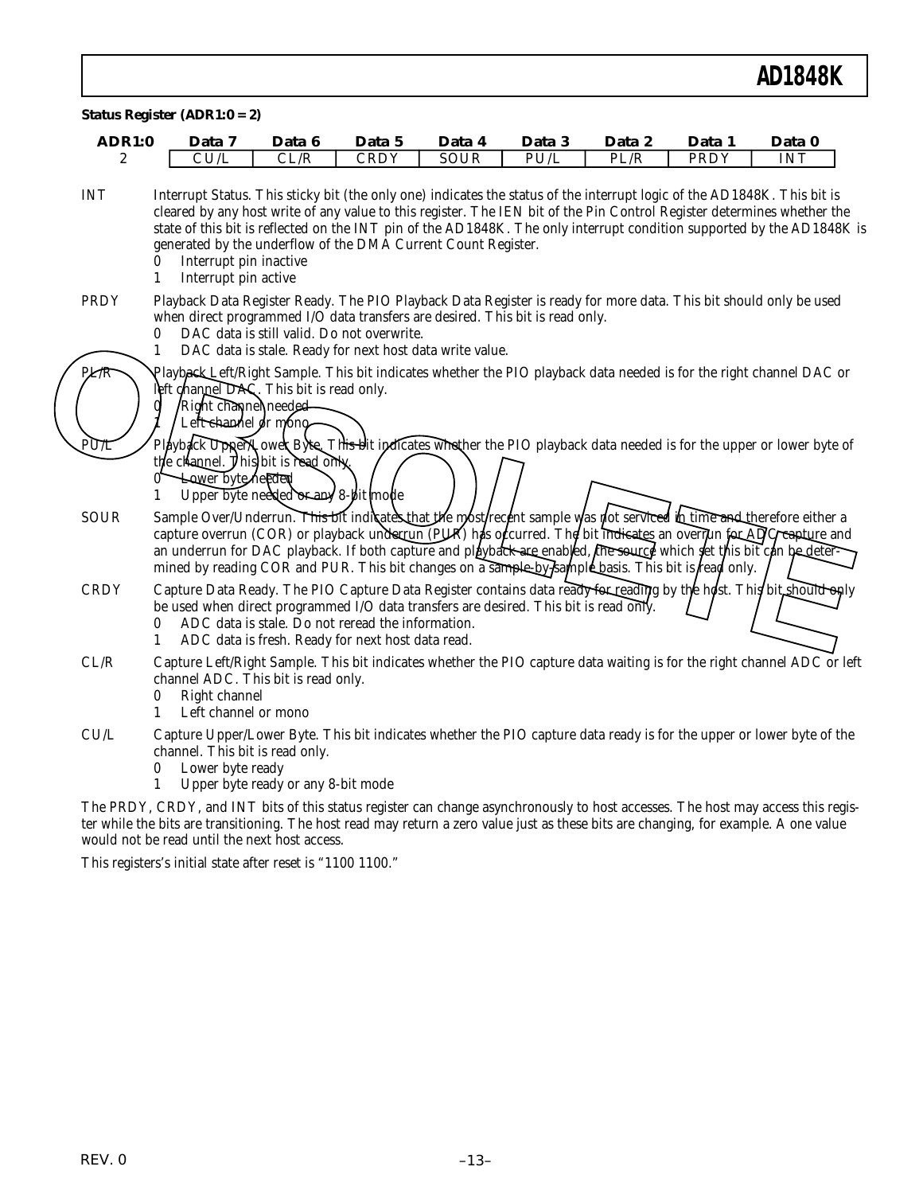**Status Register (ADR1:0 = 2)**

| ADR1:0 | Data 7 | Data 6 | Data 5 | Data 4 | Data 3 | Data 2 | Data 1 | Data 0 |
|---|---|---|---|---|---|---|---|---|
| 2 | CU/L | CL/R | CRDY | SOUR | PU/L | PL/R | PRDY | INT |

**INT** Interrupt Status. This sticky bit (the only one) indicates the status of the interrupt logic of the AD1848K. This bit is cleared by any host write of any value to this register. The IEN bit of the Pin Control Register determines whether the state of this bit is reflected on the INT pin of the AD1848K. The only interrupt condition supported by the AD1848K is generated by the underflow of the DMA Current Count Register.
- 0 Interrupt pin inactive
- 1 Interrupt pin active

**PRDY** Playback Data Register Ready. The PIO Playback Data Register is ready for more data. This bit should only be used when direct programmed I/O data transfers are desired. This bit is read only.
- 0 DAC data is still valid. Do not overwrite.
- 1 DAC data is stale. Ready for next host data write value.

**PL/R** Playback Left/Right Sample. This bit indicates whether the PIO playback data needed is for the right channel DAC or left channel DAC. This bit is read only.
- 0 Right channel needed
- 1 Left channel or mono

**PU/L** Playback Upper/Lower Byte. This bit indicates whether the PIO playback data needed is for the upper or lower byte of the channel. This bit is read only.
- 0 Lower byte needed
- 1 Upper byte needed or any 8-bit mode

**SOUR** Sample Over/Underrun. This bit indicates that the most recent sample was not serviced in time and therefore either a capture overrun (COR) or playback underrun (PUR) has occurred. The bit indicates an overrun for ADC capture and an underrun for DAC playback. If both capture and playback are enabled, the source which set this bit can be determined by reading COR and PUR. This bit changes on a sample-by-sample basis. This bit is read only.

**CRDY** Capture Data Ready. The PIO Capture Data Register contains data ready for reading by the host. This bit should only be used when direct programmed I/O data transfers are desired. This bit is read only.
- 0 ADC data is stale. Do not reread the information.
- 1 ADC data is fresh. Ready for next host data read.

**CL/R** Capture Left/Right Sample. This bit indicates whether the PIO capture data waiting is for the right channel ADC or left channel ADC. This bit is read only.
- 0 Right channel
- 1 Left channel or mono

**CU/L** Capture Upper/Lower Byte. This bit indicates whether the PIO capture data ready is for the upper or lower byte of the channel. This bit is read only.
- 0 Lower byte ready
- 1 Upper byte ready or any 8-bit mode

The PRDY, CRDY, and INT bits of this status register can change asynchronously to host accesses. The host may access this register while the bits are transitioning. The host read may return a zero value just as these bits are changing, for example. A one value would not be read until the next host access.

This registers's initial state after reset is "1100 1100."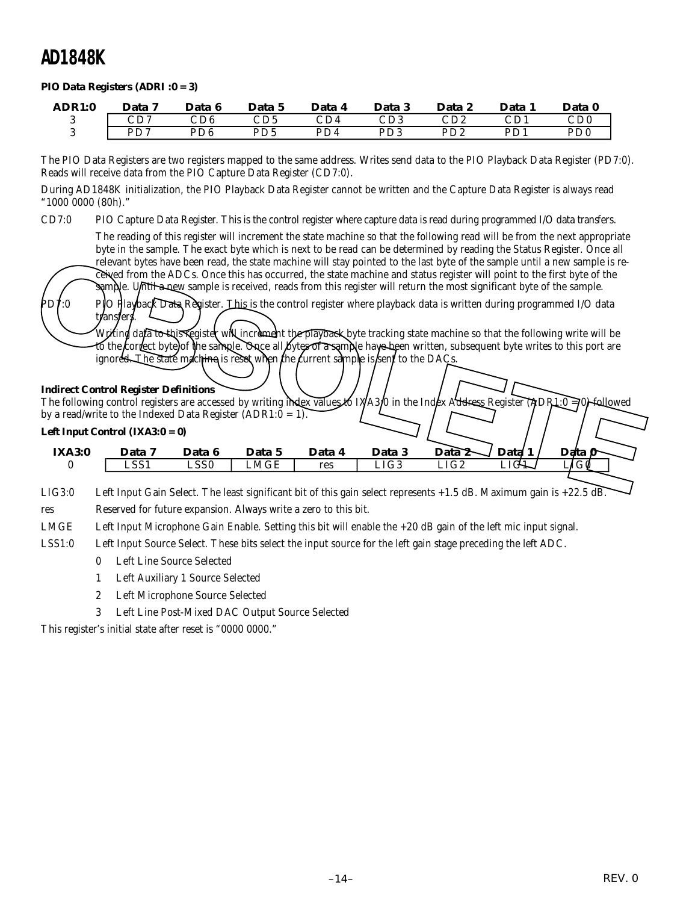**PIO Data Registers (ADRI :0 = 3)**

| ADR1:0 | Data 7 | Data 6 | Data 5 | Data 4 | Data 3 | Data 2 | Data 1 | Data 0 |
|---|---|---|---|---|---|---|---|---|
| 3 | CD7 | CD6 | CD5 | CD4 | CD3 | CD2 | CD1 | CD0 |
| 3 | PD7 | PD6 | PD5 | PD4 | PD3 | PD2 | PD1 | PD0 |

The PIO Data Registers are two registers mapped to the same address. Writes send data to the PIO Playback Data Register (PD7:0). Reads will receive data from the PIO Capture Data Register (CD7:0).

During AD1848K initialization, the PIO Playback Data Register cannot be written and the Capture Data Register is always read "1000 0000 (80h)."

CD7:0 PIO Capture Data Register. This is the control register where capture data is read during programmed I/O data transfers.

The reading of this register will increment the state machine so that the following read will be from the next appropriate byte in the sample. The exact byte which is next to be read can be determined by reading the Status Register. Once all relevant bytes have been read, the state machine will stay pointed to the last byte of the sample until a new sample is received from the ADCs. Once this has occurred, the state machine and status register will point to the first byte of the sample. Until a new sample is received, reads from this register will return the most significant byte of the sample.

PD7:0 PIO Playback Data Register. This is the control register where playback data is written during programmed I/O data transfers.

Writing data to this register will increment the playback byte tracking state machine so that the following write will be to the correct byte of the sample. Once all bytes of a sample have been written, subsequent byte writes to this port are ignored. The state machine is reset when the current sample is sent to the DACs.

**Indirect Control Register Definitions**

The following control registers are accessed by writing index values to IXA3:0 in the Index Address Register (ADR1:0 = 0) followed by a read/write to the Indexed Data Register (ADR1:0 = 1).

**Left Input Control (IXA3:0 = 0)**

| IXA3:0 | Data 7 | Data 6 | Data 5 | Data 4 | Data 3 | Data 2 | Data 1 | Data 0 |
|---|---|---|---|---|---|---|---|---|
| 0 | LSS1 | LSS0 | LMGE | res | LIG3 | LIG2 | LIG1 | LIG0 |

LIG3:0 Left Input Gain Select. The least significant bit of this gain select represents +1.5 dB. Maximum gain is +22.5 dB.

res Reserved for future expansion. Always write a zero to this bit.

LMGE Left Input Microphone Gain Enable. Setting this bit will enable the +20 dB gain of the left mic input signal.

LSS1:0 Left Input Source Select. These bits select the input source for the left gain stage preceding the left ADC.

- 0 Left Line Source Selected
- 1 Left Auxiliary 1 Source Selected
- 2 Left Microphone Source Selected
- 3 Left Line Post-Mixed DAC Output Source Selected

This register's initial state after reset is "0000 0000."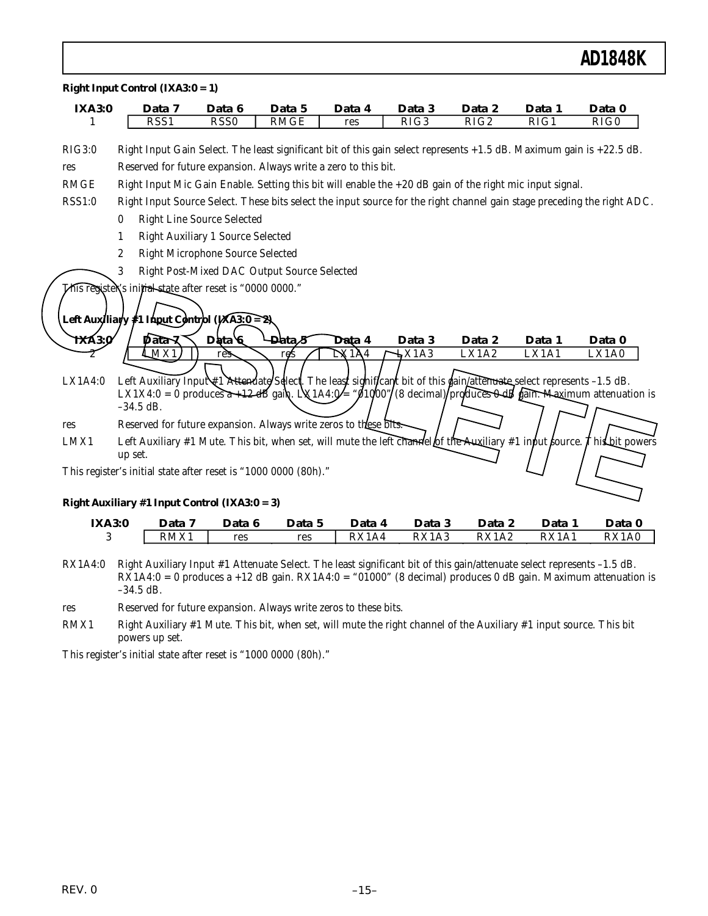**Right Input Control (IXA3:0 = 1)**

| IXA3:0 | Data 7 | Data 6 | Data 5 | Data 4 | Data 3 | Data 2 | Data 1 | Data 0 |
|---|---|---|---|---|---|---|---|---|
| 1 | RSS1 | RSS0 | RMGE | res | RIG3 | RIG2 | RIG1 | RIG0 |

RIG3:0 Right Input Gain Select. The least significant bit of this gain select represents +1.5 dB. Maximum gain is +22.5 dB.

res Reserved for future expansion. Always write a zero to this bit.

RMGE Right Input Mic Gain Enable. Setting this bit will enable the +20 dB gain of the right mic input signal.

RSS1:0 Right Input Source Select. These bits select the input source for the right channel gain stage preceding the right ADC.

- 0 Right Line Source Selected
- 1 Right Auxiliary 1 Source Selected
- 2 Right Microphone Source Selected
- 3 Right Post-Mixed DAC Output Source Selected

This register's initial state after reset is "0000 0000."

**Left Auxiliary #1 Input Control (IXA3:0 = 2)**

| IXA3:0 | Data 7 | Data 6 | Data 5 | Data 4 | Data 3 | Data 2 | Data 1 | Data 0 |
|---|---|---|---|---|---|---|---|---|
| 2 | LMX1 | res | res | LX1A4 | LX1A3 | LX1A2 | LX1A1 | LX1A0 |

LX1A4:0 Left Auxiliary Input #1 Attenuate Select. The least significant bit of this gain/attenuate select represents –1.5 dB. LX1X4:0 = 0 produces a +12 dB gain. LX1A4:0 = "01000" (8 decimal) produces 0 dB gain. Maximum attenuation is –34.5 dB.

res Reserved for future expansion. Always write zeros to these bits.

LMX1 Left Auxiliary #1 Mute. This bit, when set, will mute the left channel of the Auxiliary #1 input source. This bit powers up set.

This register's initial state after reset is "1000 0000 (80h)."

**Right Auxiliary #1 Input Control (IXA3:0 = 3)**

| IXA3:0 | Data 7 | Data 6 | Data 5 | Data 4 | Data 3 | Data 2 | Data 1 | Data 0 |
|---|---|---|---|---|---|---|---|---|
| 3 | RMX1 | res | res | RX1A4 | RX1A3 | RX1A2 | RX1A1 | RX1A0 |

RX1A4:0 Right Auxiliary Input #1 Attenuate Select. The least significant bit of this gain/attenuate select represents –1.5 dB. RX1A4:0 = 0 produces a +12 dB gain. RX1A4:0 = "01000" (8 decimal) produces 0 dB gain. Maximum attenuation is –34.5 dB.

res Reserved for future expansion. Always write zeros to these bits.

RMX1 Right Auxiliary #1 Mute. This bit, when set, will mute the right channel of the Auxiliary #1 input source. This bit powers up set.

This register's initial state after reset is "1000 0000 (80h)."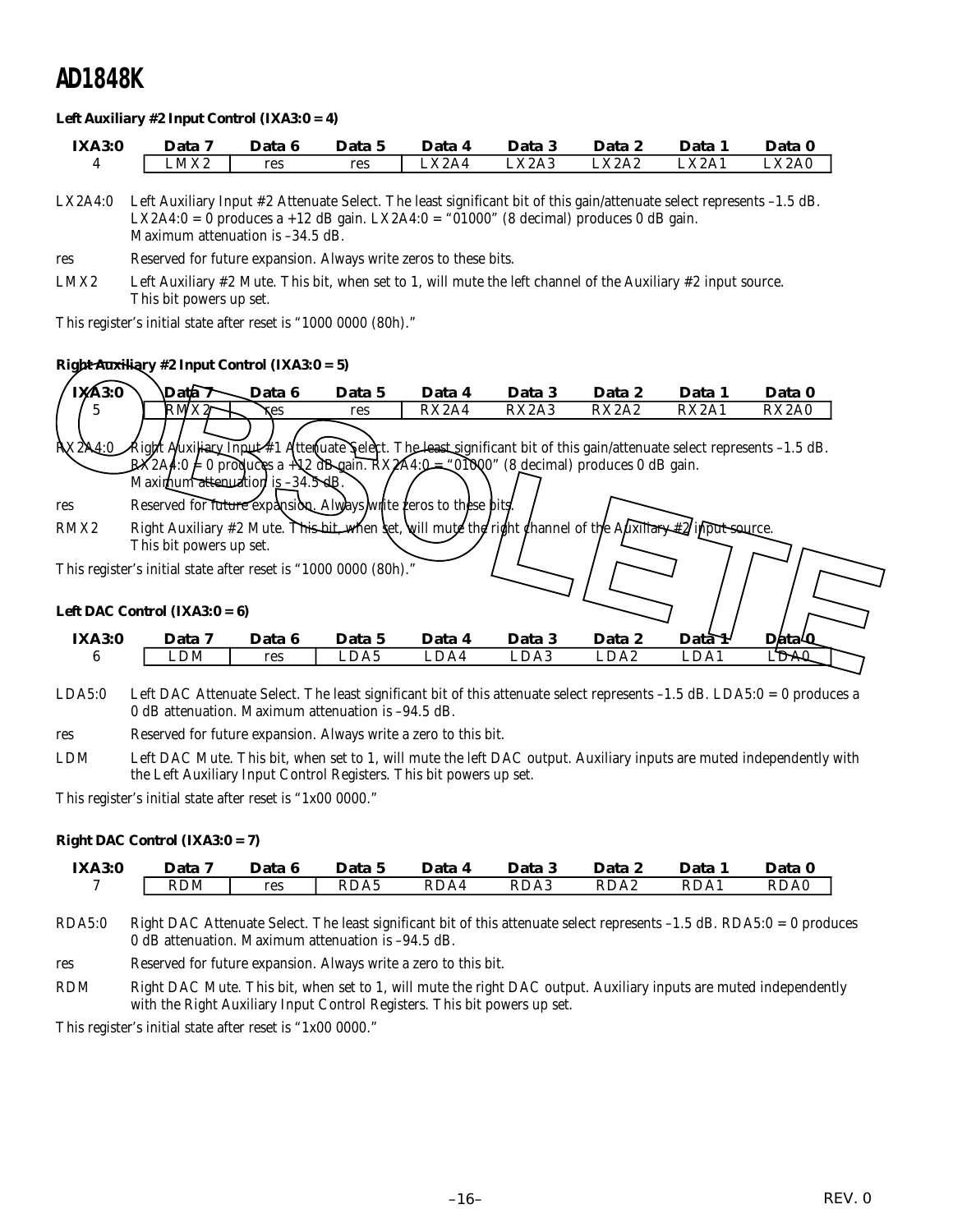#### Left Auxiliary #2 Input Control (IXA3:0 = 4)

| IXA3:0 | Data 7 | Data 6 | Data 5 | Data 4 | Data 3 | Data 2 | Data 1 | Data 0 |
|---|---|---|---|---|---|---|---|---|
| 4 | LMX2 | res | res | LX2A4 | LX2A3 | LX2A2 | LX2A1 | LX2A0 |

LX2A4:0 Left Auxiliary Input #2 Attenuate Select. The least significant bit of this gain/attenuate select represents –1.5 dB. LX2A4:0 = 0 produces a +12 dB gain. LX2A4:0 = "01000" (8 decimal) produces 0 dB gain. Maximum attenuation is –34.5 dB.

res Reserved for future expansion. Always write zeros to these bits.

LMX2 Left Auxiliary #2 Mute. This bit, when set to 1, will mute the left channel of the Auxiliary #2 input source. This bit powers up set.

This register's initial state after reset is "1000 0000 (80h)."

#### Right Auxiliary #2 Input Control (IXA3:0 = 5)

| IXA3:0 | Data 7 | Data 6 | Data 5 | Data 4 | Data 3 | Data 2 | Data 1 | Data 0 |
|---|---|---|---|---|---|---|---|---|
| 5 | RMX2 | res | res | RX2A4 | RX2A3 | RX2A2 | RX2A1 | RX2A0 |

RX2A4:0 Right Auxiliary Input #1 Attenuate Select. The least significant bit of this gain/attenuate select represents –1.5 dB. RX2A4:0 = 0 produces a +12 dB gain. RX2A4:0 = "01000" (8 decimal) produces 0 dB gain. Maximum attenuation is –34.5 dB.

res Reserved for future expansion. Always write zeros to these bits.

RMX2 Right Auxiliary #2 Mute. This bit, when set, will mute the right channel of the Auxiliary #2 input source. This bit powers up set.

This register's initial state after reset is "1000 0000 (80h)."

#### Left DAC Control (IXA3:0 = 6)

| IXA3:0 | Data 7 | Data 6 | Data 5 | Data 4 | Data 3 | Data 2 | Data 1 | Data 0 |
|---|---|---|---|---|---|---|---|---|
| 6 | LDM | res | LDA5 | LDA4 | LDA3 | LDA2 | LDA1 | LDA0 |

LDA5:0 Left DAC Attenuate Select. The least significant bit of this attenuate select represents –1.5 dB. LDA5:0 = 0 produces a 0 dB attenuation. Maximum attenuation is –94.5 dB.

res Reserved for future expansion. Always write a zero to this bit.

LDM Left DAC Mute. This bit, when set to 1, will mute the left DAC output. Auxiliary inputs are muted independently with the Left Auxiliary Input Control Registers. This bit powers up set.

This register's initial state after reset is "1x00 0000."

#### Right DAC Control (IXA3:0 = 7)

| IXA3:0 | Data 7 | Data 6 | Data 5 | Data 4 | Data 3 | Data 2 | Data 1 | Data 0 |
|---|---|---|---|---|---|---|---|---|
| 7 | RDM | res | RDA5 | RDA4 | RDA3 | RDA2 | RDA1 | RDA0 |

RDA5:0 Right DAC Attenuate Select. The least significant bit of this attenuate select represents –1.5 dB. RDA5:0 = 0 produces a 0 dB attenuation. Maximum attenuation is –94.5 dB.

res Reserved for future expansion. Always write a zero to this bit.

RDM Right DAC Mute. This bit, when set to 1, will mute the right DAC output. Auxiliary inputs are muted independently with the Right Auxiliary Input Control Registers. This bit powers up set.

This register's initial state after reset is "1x00 0000."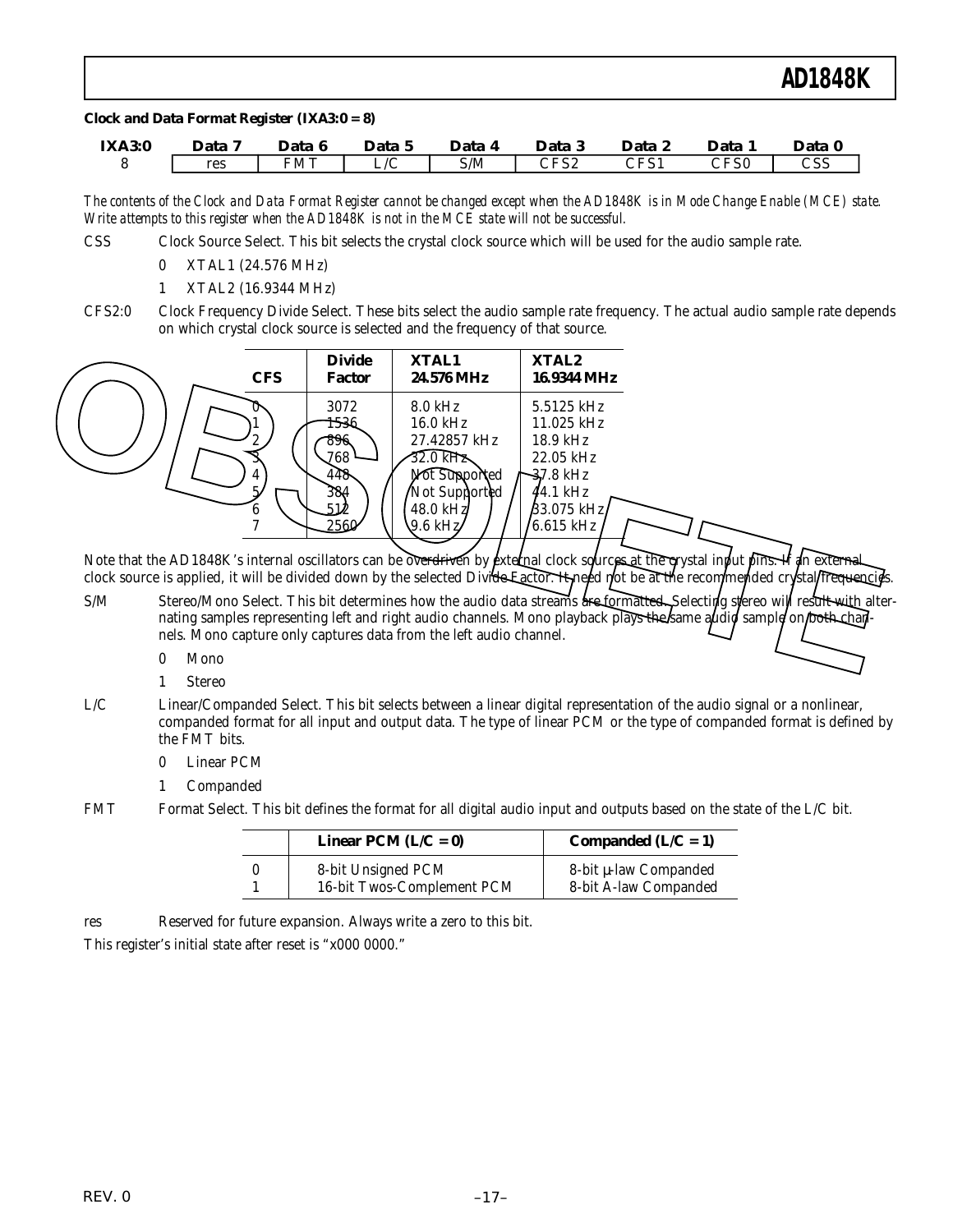**Clock and Data Format Register (IXA3:0 = 8)**

| IXA3:0 | Data 7 | Data 6 | Data 5 | Data 4 | Data 3 | Data 2 | Data 1 | Data 0 |
|---|---|---|---|---|---|---|---|---|
| 8 | res | FMT | L/C | S/M | CFS2 | CFS1 | CFS0 | CSS |

*The contents of the Clock and Data Format Register cannot be changed except when the AD1848K is in Mode Change Enable (MCE) state. Write attempts to this register when the AD1848K is not in the MCE state will not be successful.*

CSS Clock Source Select. This bit selects the crystal clock source which will be used for the audio sample rate.

- 0 XTAL1 (24.576 MHz)
- 1 XTAL2 (16.9344 MHz)

CFS2:0 Clock Frequency Divide Select. These bits select the audio sample rate frequency. The actual audio sample rate depends on which crystal clock source is selected and the frequency of that source.

| CFS | Divide Factor | XTAL1 24.576 MHz | XTAL2 16.9344 MHz |
|---|---|---|---|
| 0 | 3072 | 8.0 kHz | 5.5125 kHz |
| 1 | 1536 | 16.0 kHz | 11.025 kHz |
| 2 | 896 | 27.42857 kHz | 18.9 kHz |
| 3 | 768 | 32.0 kHz | 22.05 kHz |
| 4 | 448 | Not Supported | 37.8 kHz |
| 5 | 384 | Not Supported | 44.1 kHz |
| 6 | 512 | 48.0 kHz | 33.075 kHz |
| 7 | 2560 | 9.6 kHz | 6.615 kHz |

Note that the AD1848K's internal oscillators can be overdriven by external clock sources at the crystal input pins. If an external clock source is applied, it will be divided down by the selected Divide Factor. It need not be at the recommended crystal frequencies.

S/M Stereo/Mono Select. This bit determines how the audio data streams are formatted. Selecting stereo will result with alternating samples representing left and right audio channels. Mono playback plays the same audio sample on both channels. Mono capture only captures data from the left audio channel.

- 0 Mono
- 1 Stereo

L/C Linear/Companded Select. This bit selects between a linear digital representation of the audio signal or a nonlinear, companded format for all input and output data. The type of linear PCM or the type of companded format is defined by the FMT bits.

- 0 Linear PCM
- 1 Companded

FMT Format Select. This bit defines the format for all digital audio input and outputs based on the state of the L/C bit.

| | Linear PCM (L/C = 0) | Companded (L/C = 1) |
|---|---|---|
| 0 | 8-bit Unsigned PCM | 8-bit μ-law Companded |
| 1 | 16-bit Twos-Complement PCM | 8-bit A-law Companded |

res Reserved for future expansion. Always write a zero to this bit.

This register's initial state after reset is "x000 0000."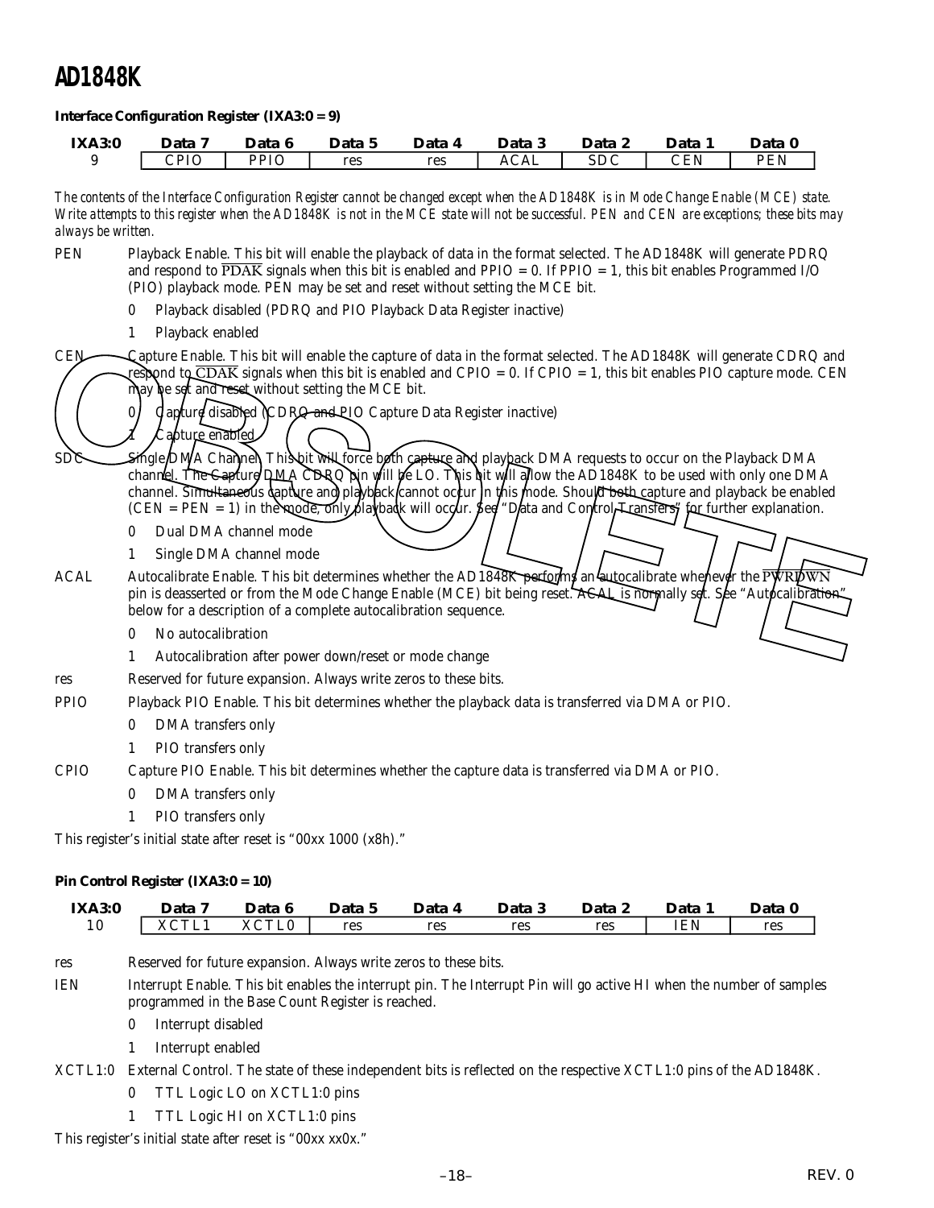## Interface Configuration Register (IXA3:0 = 9)

| IXA3:0 | Data 7 | Data 6 | Data 5 | Data 4 | Data 3 | Data 2 | Data 1 | Data 0 |
|---|---|---|---|---|---|---|---|---|
| 9 | CPIO | PPIO | res | res | ACAL | SDC | CEN | PEN |

*The contents of the Interface Configuration Register cannot be changed except when the AD1848K is in Mode Change Enable (MCE) state. Write attempts to this register when the AD1848K is not in the MCE state will not be successful. PEN and CEN are exceptions; these bits may always be written.*

**PEN** Playback Enable. This bit will enable the playback of data in the format selected. The AD1848K will generate PDRQ and respond to $\overline{PDAK}$ signals when this bit is enabled and PPIO = 0. If PPIO = 1, this bit enables Programmed I/O (PIO) playback mode. PEN may be set and reset without setting the MCE bit.

- 0 Playback disabled (PDRQ and PIO Playback Data Register inactive)
- 1 Playback enabled

**CEN** Capture Enable. This bit will enable the capture of data in the format selected. The AD1848K will generate CDRQ and respond to $\overline{CDAK}$ signals when this bit is enabled and CPIO = 0. If CPIO = 1, this bit enables PIO capture mode. CEN may be set and reset without setting the MCE bit.

- 0 Capture disabled (CDRQ and PIO Capture Data Register inactive)
- 1 Capture enabled

**SDC** Single DMA Channel. This bit will force both capture and playback DMA requests to occur on the Playback DMA channel. The Capture DMA CDRQ pin will be LO. This bit will allow the AD1848K to be used with only one DMA channel. Simultaneous capture and playback cannot occur in this mode. Should both capture and playback be enabled (CEN = PEN = 1) in the mode, only playback will occur. See "Data and Control Transfers" for further explanation.

- 0 Dual DMA channel mode
- 1 Single DMA channel mode

**ACAL** Autocalibrate Enable. This bit determines whether the AD1848K performs an autocalibrate whenever the $\overline{PWRDWN}$ pin is deasserted or from the Mode Change Enable (MCE) bit being reset. ACAL is normally set. See "Autocalibration" below for a description of a complete autocalibration sequence.

- 0 No autocalibration
- 1 Autocalibration after power down/reset or mode change

**res** Reserved for future expansion. Always write zeros to these bits.

**PPIO** Playback PIO Enable. This bit determines whether the playback data is transferred via DMA or PIO.

- 0 DMA transfers only
- 1 PIO transfers only

**CPIO** Capture PIO Enable. This bit determines whether the capture data is transferred via DMA or PIO.

- 0 DMA transfers only
- 1 PIO transfers only

This register's initial state after reset is "00xx 1000 (x8h)."

## Pin Control Register (IXA3:0 = 10)

| IXA3:0 | Data 7 | Data 6 | Data 5 | Data 4 | Data 3 | Data 2 | Data 1 | Data 0 |
|---|---|---|---|---|---|---|---|---|
| 10 | XCTL1 | XCTL0 | res | res | res | res | IEN | res |

**res** Reserved for future expansion. Always write zeros to these bits.

**IEN** Interrupt Enable. This bit enables the interrupt pin. The Interrupt Pin will go active HI when the number of samples programmed in the Base Count Register is reached.

- 0 Interrupt disabled
- 1 Interrupt enabled

**XCTL1:0** External Control. The state of these independent bits is reflected on the respective XCTL1:0 pins of the AD1848K.

- 0 TTL Logic LO on XCTL1:0 pins
- 1 TTL Logic HI on XCTL1:0 pins

This register's initial state after reset is "00xx xx0x."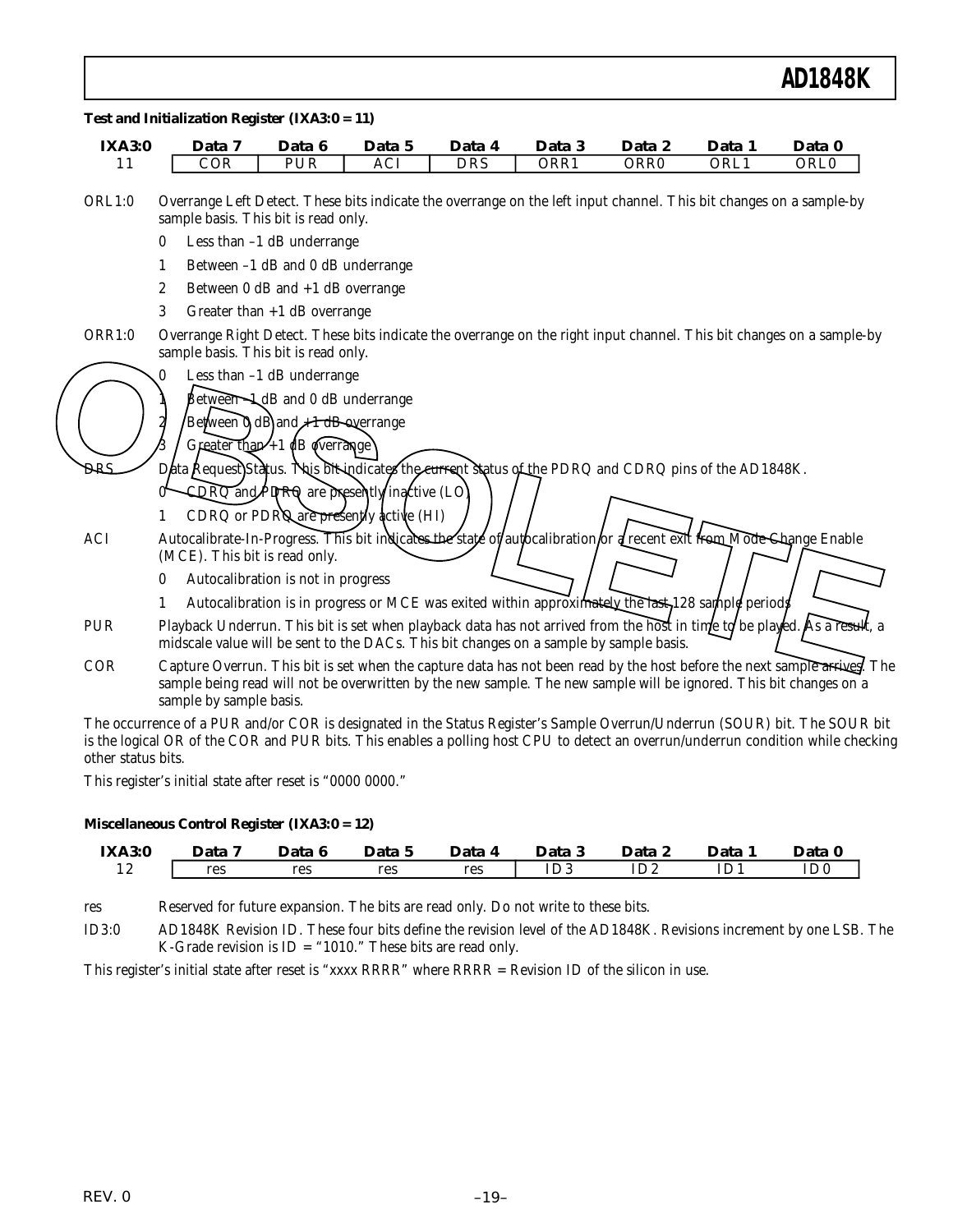**Test and Initialization Register (IXA3:0 = 11)**

| IXA3:0 | Data 7 | Data 6 | Data 5 | Data 4 | Data 3 | Data 2 | Data 1 | Data 0 |
|---|---|---|---|---|---|---|---|---|
| 11 | COR | PUR | ACI | DRS | ORR1 | ORR0 | ORL1 | ORL0 |

ORL1:0 Overrange Left Detect. These bits indicate the overrange on the left input channel. This bit changes on a sample-by sample basis. This bit is read only.

- 0 Less than –1 dB underrange
- 1 Between –1 dB and 0 dB underrange
- 2 Between 0 dB and +1 dB overrange
- 3 Greater than +1 dB overrange

ORR1:0 Overrange Right Detect. These bits indicate the overrange on the right input channel. This bit changes on a sample-by sample basis. This bit is read only.

- 0 Less than –1 dB underrange
- 1 Between –1 dB and 0 dB underrange
- 2 Between 0 dB and +1 dB overrange
- 3 Greater than +1 dB overrange

DRS Data Request Status. This bit indicates the current status of the PDRQ and CDRQ pins of the AD1848K.

- 0 CDRQ and PDRQ are presently inactive (LO)
- 1 CDRQ or PDRQ are presently active (HI)

ACI Autocalibrate-In-Progress. This bit indicates the state of autocalibration or a recent exit from Mode Change Enable (MCE). This bit is read only.

- 0 Autocalibration is not in progress
- 1 Autocalibration is in progress or MCE was exited within approximately the last 128 sample periods

PUR Playback Underrun. This bit is set when playback data has not arrived from the host in time to be played. As a result, a midscale value will be sent to the DACs. This bit changes on a sample by sample basis.

COR Capture Overrun. This bit is set when the capture data has not been read by the host before the next sample arrives. The sample being read will not be overwritten by the new sample. The new sample will be ignored. This bit changes on a sample by sample basis.

The occurrence of a PUR and/or COR is designated in the Status Register's Sample Overrun/Underrun (SOUR) bit. The SOUR bit is the logical OR of the COR and PUR bits. This enables a polling host CPU to detect an overrun/underrun condition while checking other status bits.

This register's initial state after reset is "0000 0000."

**Miscellaneous Control Register (IXA3:0 = 12)**

| IXA3:0 | Data 7 | Data 6 | Data 5 | Data 4 | Data 3 | Data 2 | Data 1 | Data 0 |
|---|---|---|---|---|---|---|---|---|
| 12 | res | res | res | res | ID3 | ID2 | ID1 | ID0 |

res Reserved for future expansion. The bits are read only. Do not write to these bits.

ID3:0 AD1848K Revision ID. These four bits define the revision level of the AD1848K. Revisions increment by one LSB. The K-Grade revision is ID = "1010." These bits are read only.

This register's initial state after reset is "xxxx RRRR" where RRRR = Revision ID of the silicon in use.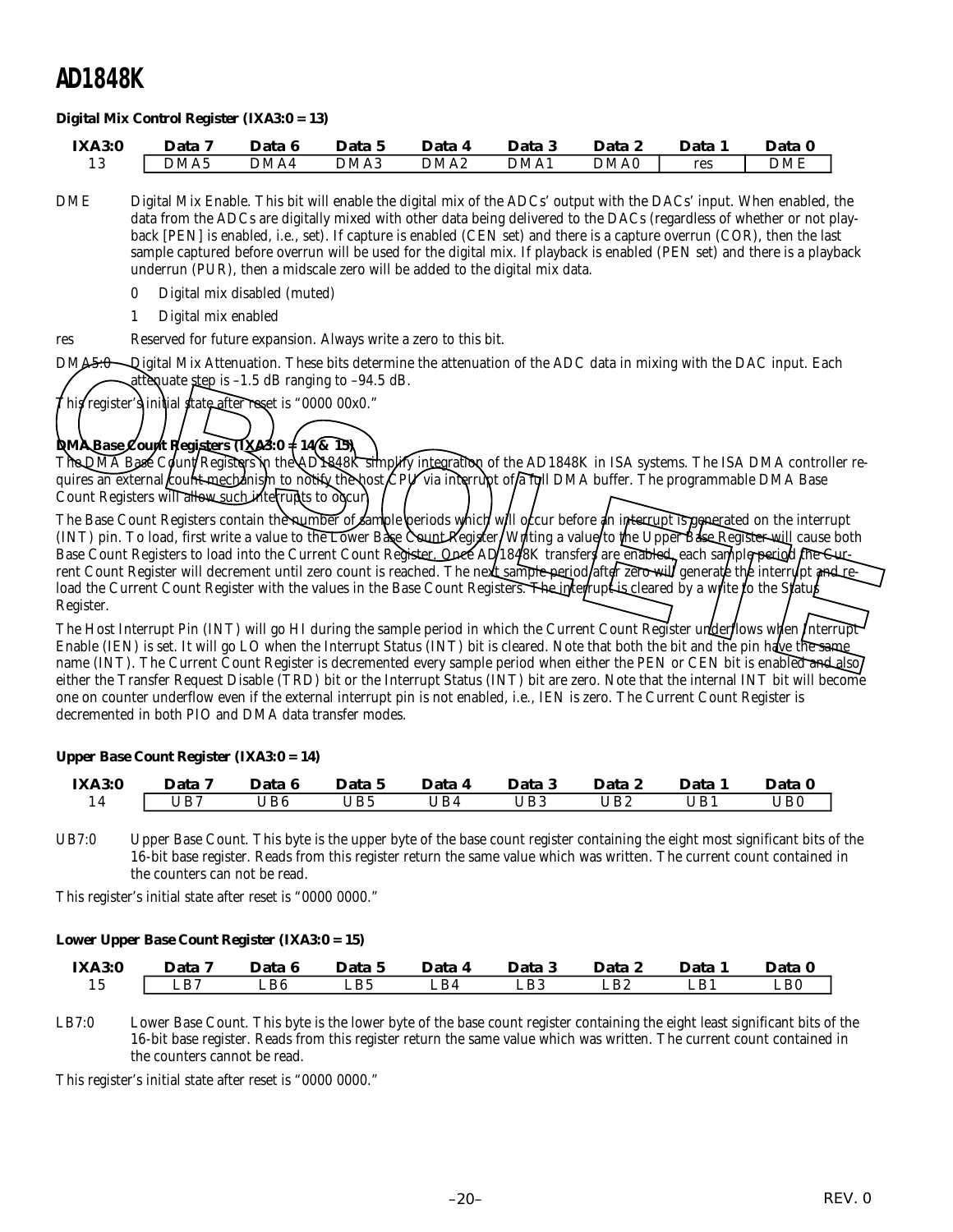#### Digital Mix Control Register (IXA3:0 = 13)

| IXA3:0 | Data 7 | Data 6 | Data 5 | Data 4 | Data 3 | Data 2 | Data 1 | Data 0 |
|---|---|---|---|---|---|---|---|---|
| 13 | DMA5 | DMA4 | DMA3 | DMA2 | DMA1 | DMA0 | res | DME |

DME Digital Mix Enable. This bit will enable the digital mix of the ADCs' output with the DACs' input. When enabled, the data from the ADCs are digitally mixed with other data being delivered to the DACs (regardless of whether or not playback [PEN] is enabled, i.e., set). If capture is enabled (CEN set) and there is a capture overrun (COR), then the last sample captured before overrun will be used for the digital mix. If playback is enabled (PEN set) and there is a playback underrun (PUR), then a midscale zero will be added to the digital mix data.

- 0 Digital mix disabled (muted)
- 1 Digital mix enabled

res Reserved for future expansion. Always write a zero to this bit.

DMA5:0 Digital Mix Attenuation. These bits determine the attenuation of the ADC data in mixing with the DAC input. Each attenuate step is –1.5 dB ranging to –94.5 dB.

This register's initial state after reset is "0000 00x0."

#### DMA Base Count Registers (IXA3:0 = 14 & 15)

The DMA Base Count Registers in the AD1848K simplify integration of the AD1848K in ISA systems. The ISA DMA controller requires an external count mechanism to notify the host CPU via interrupt of a full DMA buffer. The programmable DMA Base Count Registers will allow such interrupts to occur.

The Base Count Registers contain the number of sample periods which will occur before an interrupt is generated on the interrupt (INT) pin. To load, first write a value to the Lower Base Count Register. Writing a value to the Upper Base Register will cause both Base Count Registers to load into the Current Count Register. Once AD1848K transfers are enabled, each sample period the Current Count Register will decrement until zero count is reached. The next sample period after zero will generate the interrupt and reload the Current Count Register with the values in the Base Count Registers. The interrupt is cleared by a write to the Status Register.

The Host Interrupt Pin (INT) will go HI during the sample period in which the Current Count Register underflows when Interrupt Enable (IEN) is set. It will go LO when the Interrupt Status (INT) bit is cleared. Note that both the bit and the pin have the same name (INT). The Current Count Register is decremented every sample period when either the PEN or CEN bit is enabled and also either the Transfer Request Disable (TRD) bit or the Interrupt Status (INT) bit are zero. Note that the internal INT bit will become one on counter underflow even if the external interrupt pin is not enabled, i.e., IEN is zero. The Current Count Register is decremented in both PIO and DMA data transfer modes.

#### Upper Base Count Register (IXA3:0 = 14)

| IXA3:0 | Data 7 | Data 6 | Data 5 | Data 4 | Data 3 | Data 2 | Data 1 | Data 0 |
|---|---|---|---|---|---|---|---|---|
| 14 | UB7 | UB6 | UB5 | UB4 | UB3 | UB2 | UB1 | UB0 |

UB7:0 Upper Base Count. This byte is the upper byte of the base count register containing the eight most significant bits of the 16-bit base register. Reads from this register return the same value which was written. The current count contained in the counters can not be read.

This register's initial state after reset is "0000 0000."

#### Lower Upper Base Count Register (IXA3:0 = 15)

| IXA3:0 | Data 7 | Data 6 | Data 5 | Data 4 | Data 3 | Data 2 | Data 1 | Data 0 |
|---|---|---|---|---|---|---|---|---|
| 15 | LB7 | LB6 | LB5 | LB4 | LB3 | LB2 | LB1 | LB0 |

LB7:0 Lower Base Count. This byte is the lower byte of the base count register containing the eight least significant bits of the 16-bit base register. Reads from this register return the same value which was written. The current count contained in the counters cannot be read.

This register's initial state after reset is "0000 0000."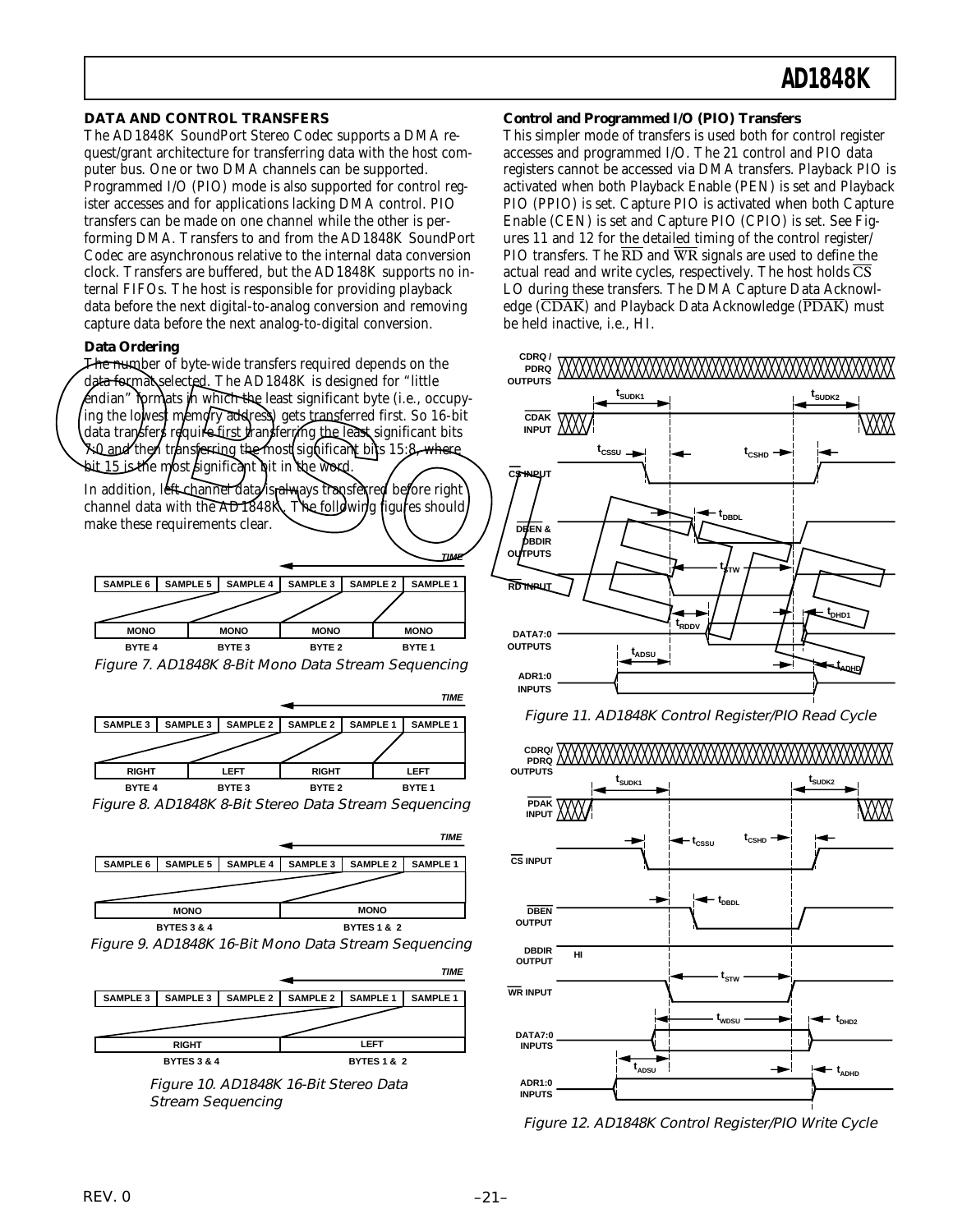## DATA AND CONTROL TRANSFERS

The AD1848K SoundPort Stereo Codec supports a DMA request/grant architecture for transferring data with the host computer bus. One or two DMA channels can be supported. Programmed I/O (PIO) mode is also supported for control register accesses and for applications lacking DMA control. PIO transfers can be made on one channel while the other is performing DMA. Transfers to and from the AD1848K SoundPort Codec are asynchronous relative to the internal data conversion clock. Transfers are buffered, but the AD1848K supports no internal FIFOs. The host is responsible for providing playback data before the next digital-to-analog conversion and removing capture data before the next analog-to-digital conversion.

### Data Ordering

The number of byte-wide transfers required depends on the data format selected. The AD1848K is designed for "little endian" formats in which the least significant byte (i.e., occupying the lowest memory address) gets transferred first. So 16-bit data transfers require first transferring the least significant bits 7:0 and then transferring the most significant bits 15:8, where bit 15 is the most significant bit in the word.

In addition, left channel data is always transferred before right channel data with the AD1848K. The following figures should make these requirements clear.

| SAMPLE 6 | SAMPLE 5 | SAMPLE 4 | SAMPLE 3 | SAMPLE 2 | SAMPLE 1 |
|---|---|---|---|---|---|
| MONO | | MONO | MONO | | MONO |
| BYTE 4 | | BYTE 3 | BYTE 2 | | BYTE 1 |

Figure 7. AD1848K 8-Bit Mono Data Stream Sequencing

| SAMPLE 3 | SAMPLE 3 | SAMPLE 2 | SAMPLE 2 | SAMPLE 1 | SAMPLE 1 |
|---|---|---|---|---|---|
| RIGHT | | LEFT | RIGHT | | LEFT |
| BYTE 4 | | BYTE 3 | BYTE 2 | | BYTE 1 |

Figure 8. AD1848K 8-Bit Stereo Data Stream Sequencing

| SAMPLE 6 | SAMPLE 5 | SAMPLE 4 | SAMPLE 3 | SAMPLE 2 | SAMPLE 1 |
|---|---|---|---|---|---|
| MONO | | | MONO | | |
| BYTES 3 & 4 | | | BYTES 1 & 2 | | |

Figure 9. AD1848K 16-Bit Mono Data Stream Sequencing

| SAMPLE 3 | SAMPLE 3 | SAMPLE 2 | SAMPLE 2 | SAMPLE 1 | SAMPLE 1 |
|---|---|---|---|---|---|
| RIGHT | | | LEFT | | |
| BYTES 3 & 4 | | | BYTES 1 & 2 | | |

Figure 10. AD1848K 16-Bit Stereo Data Stream Sequencing

### Control and Programmed I/O (PIO) Transfers

This simpler mode of transfers is used both for control register accesses and programmed I/O. The 21 control and PIO data registers cannot be accessed via DMA transfers. Playback PIO is activated when both Playback Enable (PEN) is set and Playback PIO (PPIO) is set. Capture PIO is activated when both Capture Enable (CEN) is set and Capture PIO (CPIO) is set. See Figures 11 and 12 for the detailed timing of the control register/PIO transfers. The $\overline{RD}$ and $\overline{WR}$ signals are used to define the actual read and write cycles, respectively. The host holds $\overline{CS}$ LO during these transfers. The DMA Capture Data Acknowledge ($\overline{CDAK}$) and Playback Data Acknowledge ($\overline{PDAK}$) must be held inactive, i.e., HI.

Figure 11. AD1848K Control Register/PIO Read Cycle

Figure 12. AD1848K Control Register/PIO Write Cycle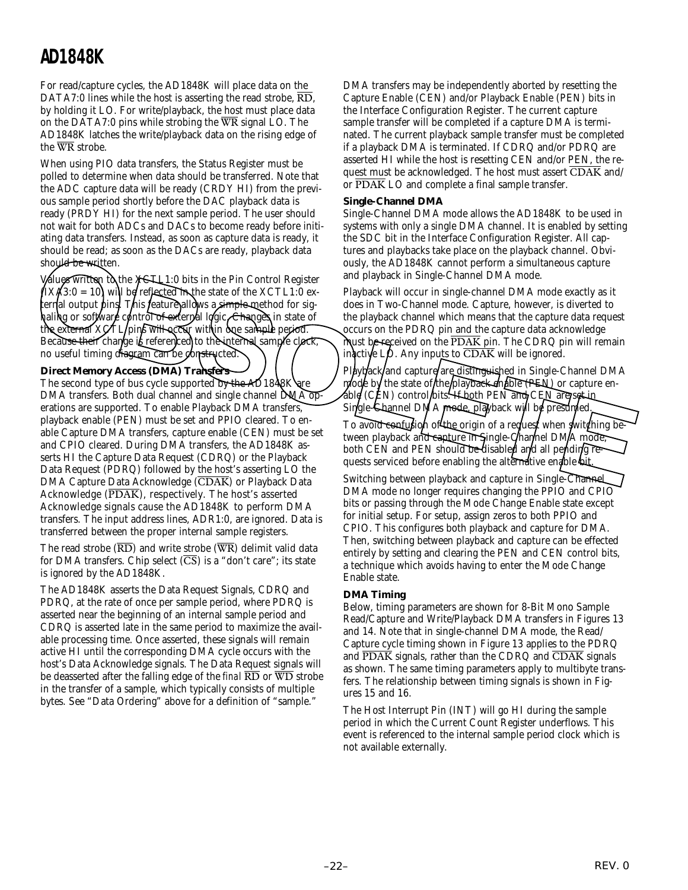For read/capture cycles, the AD1848K will place data on the DATA7:0 lines while the host is asserting the read strobe, $\overline{RD}$, by holding it LO. For write/playback, the host must place data on the DATA7:0 pins while strobing the $\overline{WR}$ signal LO. The AD1848K latches the write/playback data on the rising edge of the $\overline{WR}$ strobe.

When using PIO data transfers, the Status Register must be polled to determine when data should be transferred. Note that the ADC capture data will be ready (CRDY HI) from the previous sample period shortly before the DAC playback data is ready (PRDY HI) for the next sample period. The user should not wait for both ADCs and DACs to become ready before initiating data transfers. Instead, as soon as capture data is ready, it should be read; as soon as the DACs are ready, playback data should be written.

Values written to the XCTL1:0 bits in the Pin Control Register (IXA3:0 = 10) will be reflected in the state of the XCTL1:0 external output pins. This feature allows a simple method for signaling or software control of external logic. Changes in state of the external XCTL pins will occur within one sample period. Because their change is referenced to the internal sample clock, no useful timing diagram can be constructed.

**Direct Memory Access (DMA) Transfers**

The second type of bus cycle supported by the AD1848K are DMA transfers. Both dual channel and single channel DMA operations are supported. To enable Playback DMA transfers, playback enable (PEN) must be set and PPIO cleared. To enable Capture DMA transfers, capture enable (CEN) must be set and CPIO cleared. During DMA transfers, the AD1848K asserts HI the Capture Data Request (CDRQ) or the Playback Data Request (PDRQ) followed by the host's asserting LO the DMA Capture Data Acknowledge ($\overline{CDAK}$) or Playback Data Acknowledge ($\overline{PDAK}$), respectively. The host's asserted Acknowledge signals cause the AD1848K to perform DMA transfers. The input address lines, ADR1:0, are ignored. Data is transferred between the proper internal sample registers.

The read strobe ($\overline{RD}$) and write strobe ($\overline{WR}$) delimit valid data for DMA transfers. Chip select ($\overline{CS}$) is a "don't care"; its state is ignored by the AD1848K.

The AD1848K asserts the Data Request Signals, CDRQ and PDRQ, at the rate of once per sample period, where PDRQ is asserted near the beginning of an internal sample period and CDRQ is asserted late in the same period to maximize the available processing time. Once asserted, these signals will remain active HI until the corresponding DMA cycle occurs with the host's Data Acknowledge signals. The Data Request signals will be deasserted after the falling edge of the *final* $\overline{RD}$ or $\overline{WD}$ strobe in the transfer of a sample, which typically consists of multiple bytes. See "Data Ordering" above for a definition of "sample."

DMA transfers may be independently aborted by resetting the Capture Enable (CEN) and/or Playback Enable (PEN) bits in the Interface Configuration Register. The current capture sample transfer will be completed if a capture DMA is terminated. The current playback sample transfer must be completed if a playback DMA is terminated. If CDRQ and/or PDRQ are asserted HI while the host is resetting CEN and/or PEN, the request must be acknowledged. The host must assert $\overline{CDAK}$ and/or $\overline{PDAK}$ LO and complete a final sample transfer.

**Single-Channel DMA**

Single-Channel DMA mode allows the AD1848K to be used in systems with only a single DMA channel. It is enabled by setting the SDC bit in the Interface Configuration Register. All captures and playbacks take place on the playback channel. Obviously, the AD1848K cannot perform a simultaneous capture and playback in Single-Channel DMA mode.

Playback will occur in single-channel DMA mode exactly as it does in Two-Channel mode. Capture, however, is diverted to the playback channel which means that the capture data request occurs on the PDRQ pin and the capture data acknowledge must be received on the $\overline{PDAK}$ pin. The CDRQ pin will remain inactive LO. Any inputs to $\overline{CDAK}$ will be ignored.

Playback and capture are distinguished in Single-Channel DMA mode by the state of the playback enable (PEN) or capture enable (CEN) control bits. If both PEN and CEN are set in Single-Channel DMA mode, playback will be presumed.

To avoid confusion of the origin of a request when switching between playback and capture in Single-Channel DMA mode, both CEN and PEN should be disabled and all pending requests serviced before enabling the alternative enable bit.

Switching between playback and capture in Single-Channel DMA mode no longer requires changing the PPIO and CPIO bits or passing through the Mode Change Enable state except for initial setup. For setup, assign zeros to both PPIO and CPIO. This configures both playback and capture for DMA. Then, switching between playback and capture can be effected entirely by setting and clearing the PEN and CEN control bits, a technique which avoids having to enter the Mode Change Enable state.

**DMA Timing**

Below, timing parameters are shown for 8-Bit Mono Sample Read/Capture and Write/Playback DMA transfers in Figures 13 and 14. Note that in single-channel DMA mode, the Read/Capture cycle timing shown in Figure 13 applies to the PDRQ and $\overline{PDAK}$ signals, rather than the CDRQ and $\overline{CDAK}$ signals as shown. The same timing parameters apply to multibyte transfers. The relationship between timing signals is shown in Figures 15 and 16.

The Host Interrupt Pin (INT) will go HI during the sample period in which the Current Count Register underflows. This event is referenced to the internal sample period clock which is not available externally.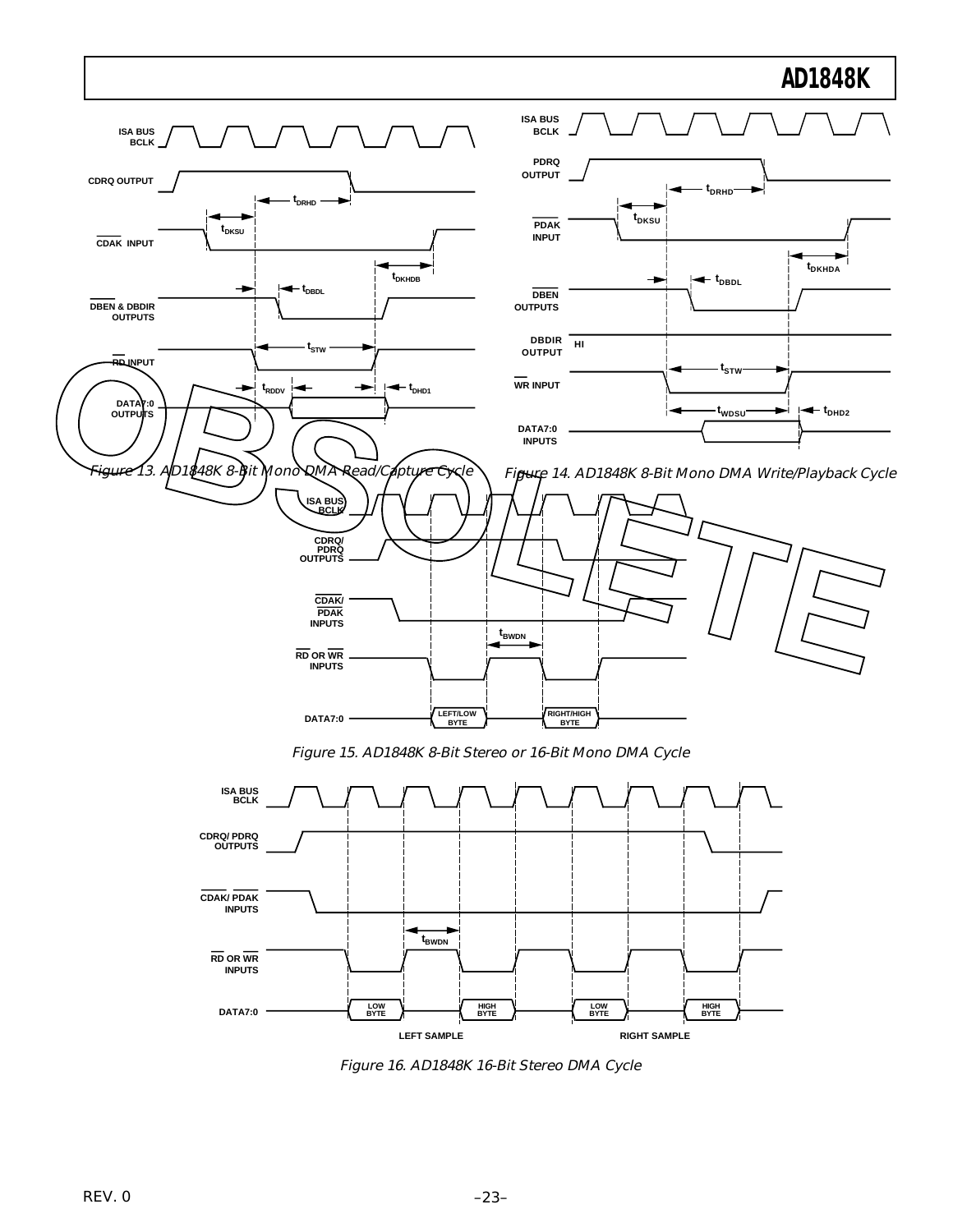Figure 13. AD1848K 8-Bit Mono DMA Read/Capture Cycle

Figure 14. AD1848K 8-Bit Mono DMA Write/Playback Cycle

Figure 15. AD1848K 8-Bit Stereo or 16-Bit Mono DMA Cycle

Figure 16. AD1848K 16-Bit Stereo DMA Cycle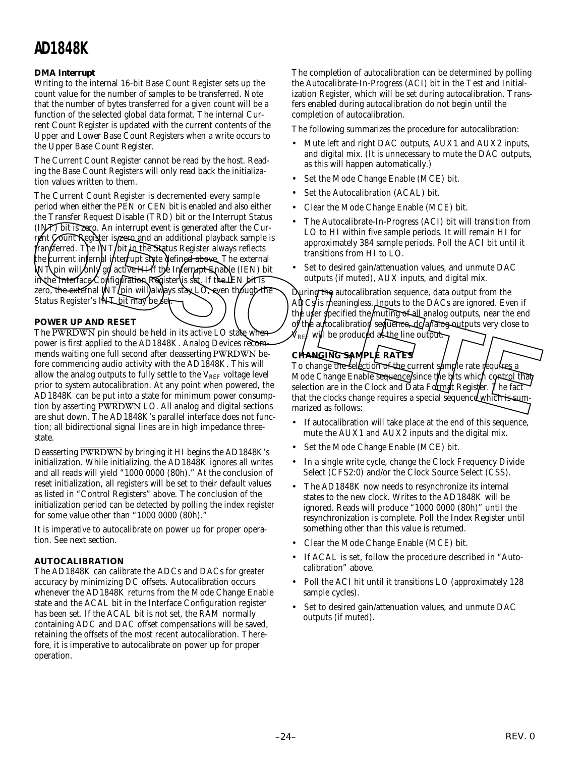### DMA Interrupt

Writing to the internal 16-bit Base Count Register sets up the count value for the number of *samples* to be transferred. Note that the number of bytes transferred for a given count will be a function of the selected global data format. The internal Current Count Register is updated with the current contents of the Upper and Lower Base Count Registers when a write occurs to the Upper Base Count Register.

The Current Count Register cannot be read by the host. Reading the Base Count Registers will only read back the initialization values written to them.

The Current Count Register is decremented every sample period when either the PEN or CEN bit is enabled and also either the Transfer Request Disable (TRD) bit or the Interrupt Status (INT) bit is zero. An interrupt event is generated after the Current Count Register is zero and an additional playback sample is transferred. The INT bit in the Status Register always reflects the current internal interrupt state defined above. The external INT pin will only go active HI if the Interrupt Enable (IEN) bit in the Interface Configuration Register is set. If the IEN bit is zero, the external INT pin will always stay LO, even though the Status Register's INT bit may be set.

### POWER UP AND RESET

The $\overline{PWRDWN}$ pin should be held in its active LO state when power is first applied to the AD1848K. Analog Devices recommends waiting one full second after deasserting $\overline{PWRDWN}$ before commencing audio activity with the AD1848K. This will allow the analog outputs to fully settle to the $V_{REF}$ voltage level prior to system autocalibration. At any point when powered, the AD1848K can be put into a state for minimum power consumption by asserting $\overline{PWRDWN}$ LO. All analog and digital sections are shut down. The AD1848K's parallel interface does not function; all bidirectional signal lines are in high impedance three-state.

Deasserting $\overline{PWRDWN}$ by bringing it HI begins the AD1848K's initialization. While initializing, the AD1848K ignores all writes and all reads will yield "1000 0000 (80h)." At the conclusion of reset initialization, all registers will be set to their default values as listed in "Control Registers" above. The conclusion of the initialization period can be detected by polling the index register for some value other than "1000 0000 (80h)."

It is imperative to autocalibrate on power up for proper operation. See next section.

### AUTOCALIBRATION

The AD1848K can calibrate the ADCs and DACs for greater accuracy by minimizing DC offsets. Autocalibration occurs whenever the AD1848K returns from the Mode Change Enable state and the ACAL bit in the Interface Configuration register has been set. If the ACAL bit is not set, the RAM normally containing ADC and DAC offset compensations will be saved, retaining the offsets of the most recent autocalibration. Therefore, it is imperative to autocalibrate on power up for proper operation.

The completion of autocalibration can be determined by polling the Autocalibrate-In-Progress (ACI) bit in the Test and Initialization Register, which will be set during autocalibration. Transfers enabled during autocalibration do not begin until the completion of autocalibration.

The following summarizes the procedure for autocalibration:

- Mute left and right DAC outputs, AUX1 and AUX2 inputs, and digital mix. (It is unnecessary to mute the DAC outputs, as this will happen automatically.)
- Set the Mode Change Enable (MCE) bit.
- Set the Autocalibration (ACAL) bit.
- Clear the Mode Change Enable (MCE) bit.
- The Autocalibrate-In-Progress (ACI) bit will transition from LO to HI within five sample periods. It will remain HI for approximately 384 sample periods. Poll the ACI bit until it transitions from HI to LO.
- Set to desired gain/attenuation values, and unmute DAC outputs (if muted), AUX inputs, and digital mix.

During the autocalibration sequence, data output from the ADCs is meaningless. Inputs to the DACs are ignored. Even if the user specified the muting of all analog outputs, near the end of the autocalibration sequence, dc analog outputs very close to $V_{REF}$ will be produced at the line output.

### CHANGING SAMPLE RATES

To change the selection of the current sample rate requires a Mode Change Enable sequence since the bits which control that selection are in the Clock and Data Format Register. The fact that the clocks change requires a special sequence which is summarized as follows:

- If autocalibration will take place at the end of this sequence, mute the AUX1 and AUX2 inputs and the digital mix.
- Set the Mode Change Enable (MCE) bit.
- In a single write cycle, change the Clock Frequency Divide Select (CFS2:0) and/or the Clock Source Select (CSS).
- The AD1848K now needs to resynchronize its internal states to the new clock. Writes to the AD1848K will be ignored. Reads will produce "1000 0000 (80h)" until the resynchronization is complete. Poll the Index Register until something other than this value is returned.
- Clear the Mode Change Enable (MCE) bit.
- If ACAL is set, follow the procedure described in "Autocalibration" above.
- Poll the ACI hit until it transitions LO (approximately 128 sample cycles).
- Set to desired gain/attenuation values, and unmute DAC outputs (if muted).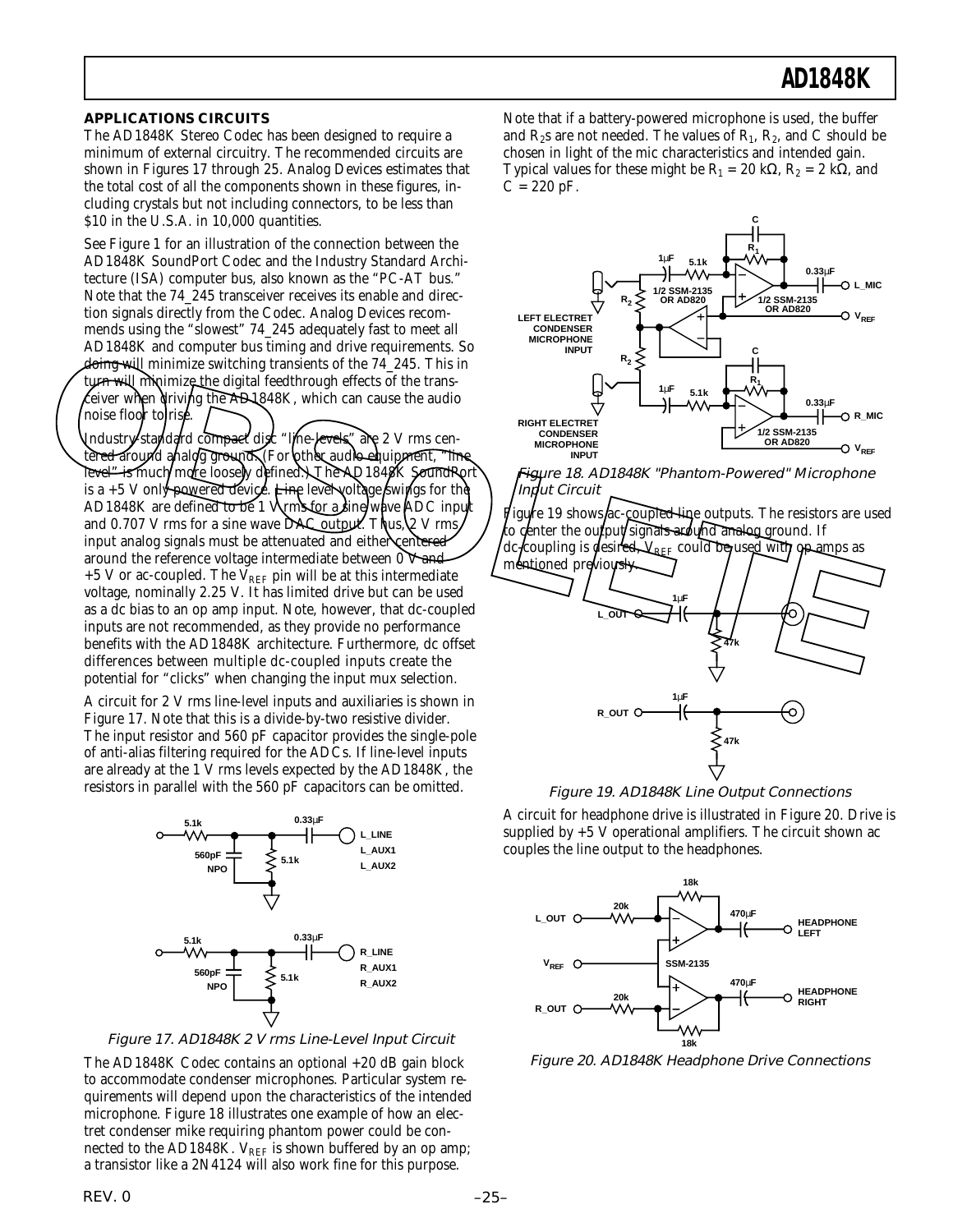## APPLICATIONS CIRCUITS

The AD1848K Stereo Codec has been designed to require a minimum of external circuitry. The recommended circuits are shown in Figures 17 through 25. Analog Devices estimates that the total cost of all the components shown in these figures, including crystals but not including connectors, to be less than $10 in the U.S.A. in 10,000 quantities.

See Figure 1 for an illustration of the connection between the AD1848K SoundPort Codec and the Industry Standard Architecture (ISA) computer bus, also known as the "PC-AT bus." Note that the 74_245 transceiver receives its enable and direction signals directly from the Codec. Analog Devices recommends using the "slowest" 74_245 adequately fast to meet all AD1848K and computer bus timing and drive requirements. So doing will minimize switching transients of the 74_245. This in turn will minimize the digital feedthrough effects of the transceiver when driving the AD1848K, which can cause the audio noise floor to rise.

Industry-standard compact disc "line-levels" are 2 V rms centered around analog ground. (For other audio equipment, "line level" is much more loosely defined.) The AD1848K SoundPort is a +5 V only powered device. Line level voltage swings for the AD1848K are defined to be 1 V rms for a sine wave ADC input and 0.707 V rms for a sine wave DAC output. Thus, 2 V rms input analog signals must be attenuated and either centered around the reference voltage intermediate between 0 V and +5 V or ac-coupled. The $V_{REF}$ pin will be at this intermediate voltage, nominally 2.25 V. It has limited drive but can be used as a dc bias to an op amp input. Note, however, that dc-coupled inputs are not recommended, as they provide no performance benefits with the AD1848K architecture. Furthermore, dc offset differences between multiple dc-coupled inputs create the potential for "clicks" when changing the input mux selection.

A circuit for 2 V rms line-level inputs and auxiliaries is shown in Figure 17. Note that this is a divide-by-two resistive divider. The input resistor and 560 pF capacitor provides the single-pole of anti-alias filtering required for the ADCs. If line-level inputs are already at the 1 V rms levels expected by the AD1848K, the resistors in parallel with the 560 pF capacitors can be omitted.

*Figure 17. AD1848K 2 V rms Line-Level Input Circuit*

The AD1848K Codec contains an optional +20 dB gain block to accommodate condenser microphones. Particular system requirements will depend upon the characteristics of the intended microphone. Figure 18 illustrates one example of how an electret condenser mike requiring phantom power could be connected to the AD1848K. $V_{REF}$ is shown buffered by an op amp; a transistor like a 2N4124 will also work fine for this purpose.

Note that if a battery-powered microphone is used, the buffer and $R_2$s are not needed. The values of $R_1$, $R_2$, and C should be chosen in light of the mic characteristics and intended gain. Typical values for these might be $R_1$ = 20 kΩ, $R_2$ = 2 kΩ, and C = 220 pF.

*Figure 18. AD1848K "Phantom-Powered" Microphone Input Circuit*

Figure 19 shows ac-coupled line outputs. The resistors are used to center the output signals around analog ground. If dc-coupling is desired, $V_{REF}$ could be used with op amps as mentioned previously.

*Figure 19. AD1848K Line Output Connections*

A circuit for headphone drive is illustrated in Figure 20. Drive is supplied by +5 V operational amplifiers. The circuit shown ac couples the line output to the headphones.

*Figure 20. AD1848K Headphone Drive Connections*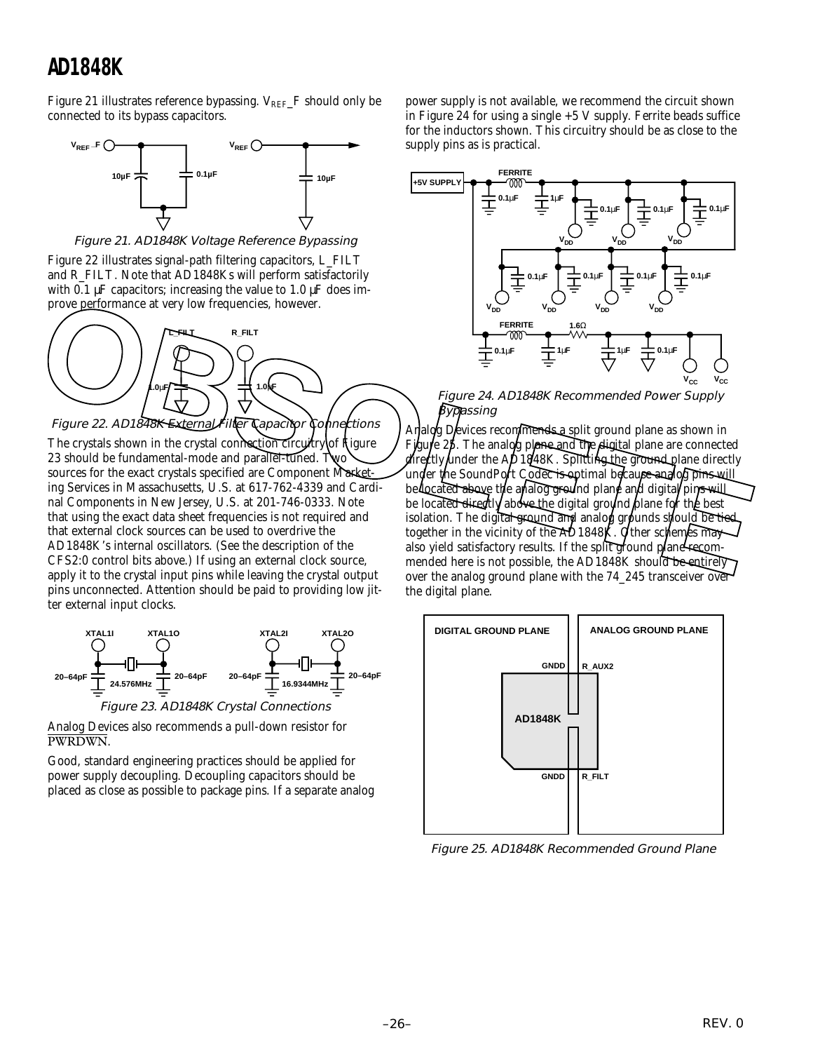Figure 21 illustrates reference bypassing. $V_{REF}$_F should only be connected to its bypass capacitors.

Figure 21. AD1848K Voltage Reference Bypassing

Figure 22 illustrates signal-path filtering capacitors, L_FILT and R_FILT. Note that AD1848Ks will perform satisfactorily with 0.1 µF capacitors; increasing the value to 1.0 µF does improve performance at very low frequencies, however.

Figure 22. AD1848K External Filter Capacitor Connections

The crystals shown in the crystal connection circuitry of Figure 23 should be fundamental-mode and parallel-tuned. Two sources for the exact crystals specified are Component Marketing Services in Massachusetts, U.S. at 617-762-4339 and Cardinal Components in New Jersey, U.S. at 201-746-0333. Note that using the exact data sheet frequencies is not required and that external clock sources can be used to overdrive the AD1848K's internal oscillators. (See the description of the CFS2:0 control bits above.) If using an external clock source, apply it to the crystal input pins while leaving the crystal output pins unconnected. Attention should be paid to providing low jitter external input clocks.

Figure 23. AD1848K Crystal Connections

Analog Devices also recommends a pull-down resistor for $\overline{\text{PWRDWN}}$.

Good, standard engineering practices should be applied for power supply decoupling. Decoupling capacitors should be placed as close as possible to package pins. If a separate analog power supply is not available, we recommend the circuit shown in Figure 24 for using a single +5 V supply. Ferrite beads suffice for the inductors shown. This circuitry should be as close to the supply pins as is practical.

Figure 24. AD1848K Recommended Power Supply Bypassing

Analog Devices recommends a split ground plane as shown in Figure 25. The analog plane and the digital plane are connected directly under the AD1848K. Splitting the ground plane directly under the SoundPort Codec is optimal because analog pins will be located above the analog ground plane and digital pins will be located directly above the digital ground plane for the best isolation. The digital ground and analog grounds should be tied together in the vicinity of the AD1848K. Other schemes may also yield satisfactory results. If the split ground plane recommended here is not possible, the AD1848K should be entirely over the analog ground plane with the 74_245 transceiver over the digital plane.

Figure 25. AD1848K Recommended Ground Plane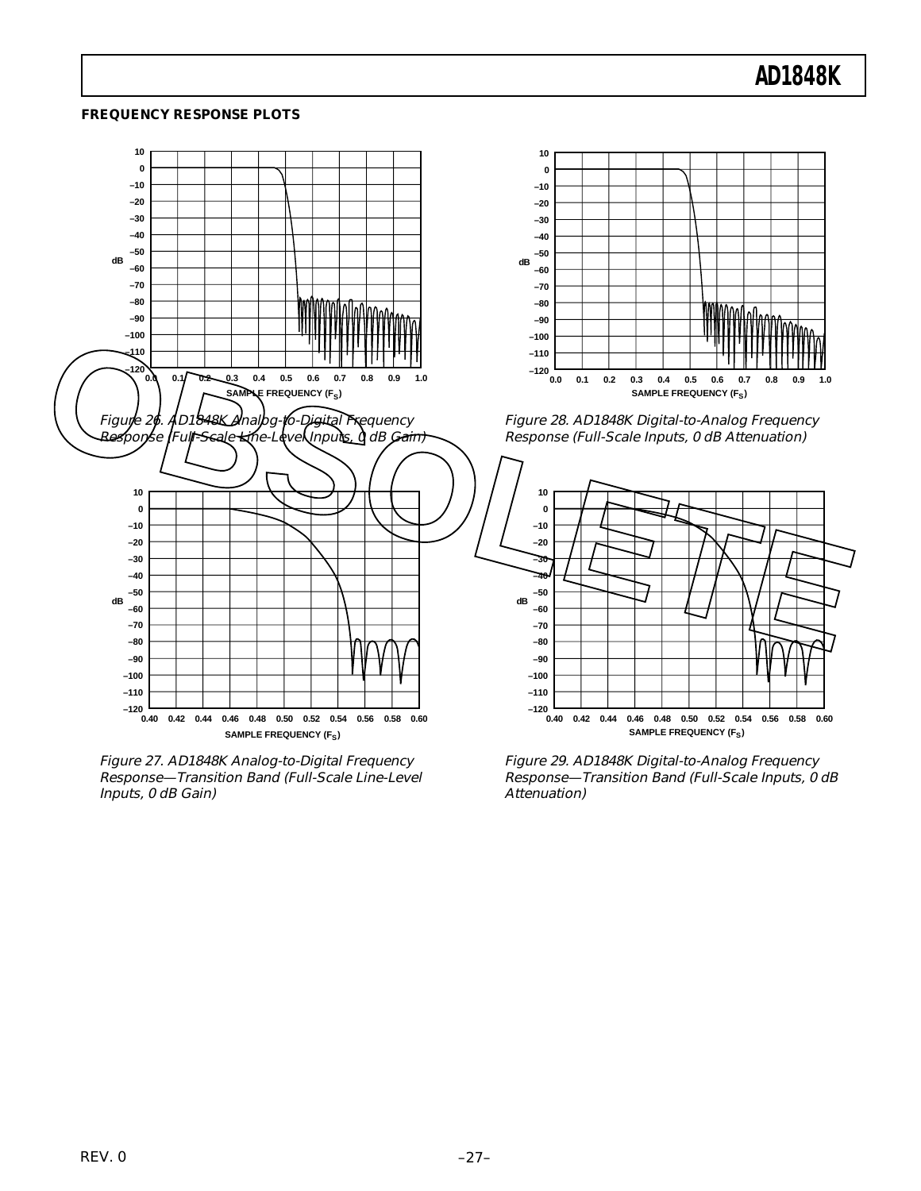## FREQUENCY RESPONSE PLOTS

*Figure 26. AD1848K Analog-to-Digital Frequency Response (Full-Scale Line-Level Inputs, 0 dB Gain)*

*Figure 28. AD1848K Digital-to-Analog Frequency Response (Full-Scale Inputs, 0 dB Attenuation)*

*Figure 27. AD1848K Analog-to-Digital Frequency Response—Transition Band (Full-Scale Line-Level Inputs, 0 dB Gain)*

*Figure 29. AD1848K Digital-to-Analog Frequency Response—Transition Band (Full-Scale Inputs, 0 dB Attenuation)*

REV. 0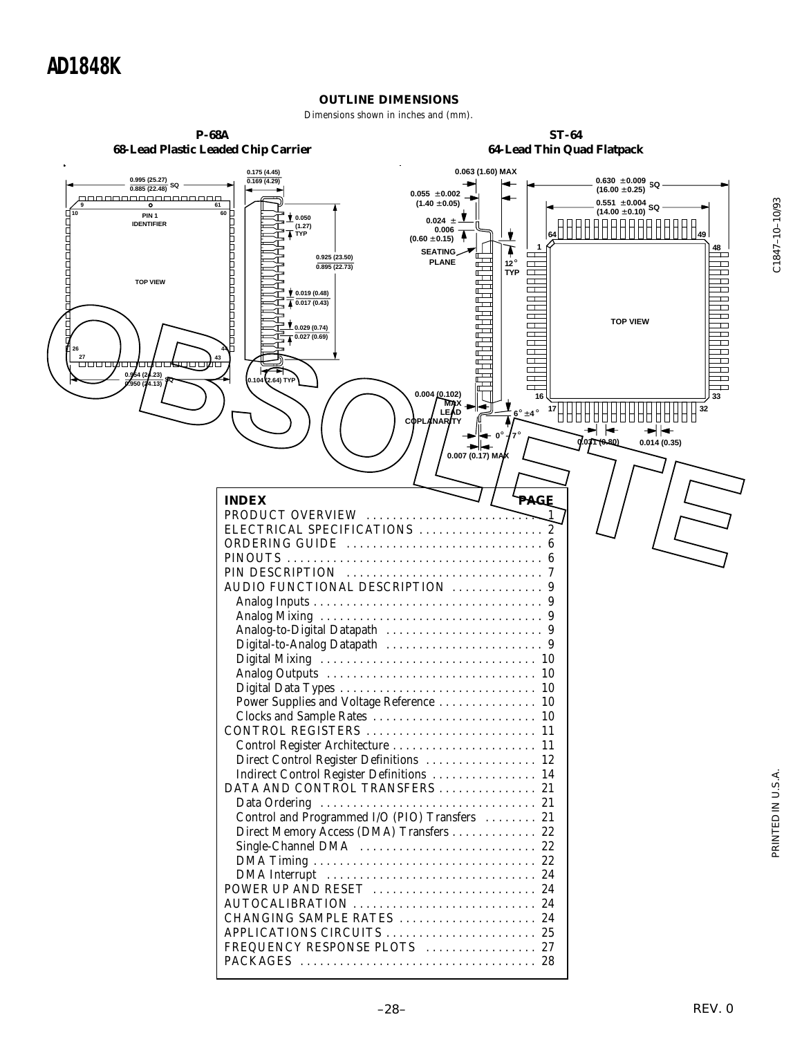## OUTLINE DIMENSIONS

Dimensions shown in inches and (mm).

**P-68A**
**68-Lead Plastic Leaded Chip Carrier**

0.995 (25.27)
0.885 (22.48) SQ
0.175 (4.45)
0.169 (4.29)
9
61
10
60
PIN 1
IDENTIFIER
0.050
(1.27)
TYP
0.925 (23.50)
0.895 (22.73)
TOP VIEW
0.019 (0.48)
0.017 (0.43)
0.029 (0.74)
0.027 (0.69)
26
44
27
43
0.954 (24.23)
0.950 (24.13) SQ
0.104 (2.64) TYP

**ST-64**
**64-Lead Thin Quad Flatpack**

0.063 (1.60) MAX
0.630 ± 0.009
(16.00 ± 0.25) SQ
0.055 ± 0.002
(1.40 ± 0.05)
0.551 ± 0.004
(14.00 ± 0.10) SQ
0.024 ±
0.006
(0.60 ± 0.15)
64
49
1
48
SEATING
PLANE
12°
TYP
TOP VIEW
0.004 (0.102)
MAX
LEAD
COPLANARITY
16
33
17
32
6° ± 4°
0° – 7°
0.031 (0.80)
0.014 (0.35)
0.007 (0.17) MAX

OBSOLETE

| INDEX | PAGE |
|---|---|
| PRODUCT OVERVIEW | 1 |
| ELECTRICAL SPECIFICATIONS | 2 |
| ORDERING GUIDE | 6 |
| PINOUTS | 6 |
| PIN DESCRIPTION | 7 |
| AUDIO FUNCTIONAL DESCRIPTION | 9 |
| Analog Inputs | 9 |
| Analog Mixing | 9 |
| Analog-to-Digital Datapath | 9 |
| Digital-to-Analog Datapath | 9 |
| Digital Mixing | 10 |
| Analog Outputs | 10 |
| Digital Data Types | 10 |
| Power Supplies and Voltage Reference | 10 |
| Clocks and Sample Rates | 10 |
| CONTROL REGISTERS | 11 |
| Control Register Architecture | 11 |
| Direct Control Register Definitions | 12 |
| Indirect Control Register Definitions | 14 |
| DATA AND CONTROL TRANSFERS | 21 |
| Data Ordering | 21 |
| Control and Programmed I/O (PIO) Transfers | 21 |
| Direct Memory Access (DMA) Transfers | 22 |
| Single-Channel DMA | 22 |
| DMA Timing | 22 |
| DMA Interrupt | 24 |
| POWER UP AND RESET | 24 |
| AUTOCALIBRATION | 24 |
| CHANGING SAMPLE RATES | 24 |
| APPLICATIONS CIRCUITS | 25 |
| FREQUENCY RESPONSE PLOTS | 27 |
| PACKAGES | 28 |

C1847–10–10/93

PRINTED IN U.S.A.